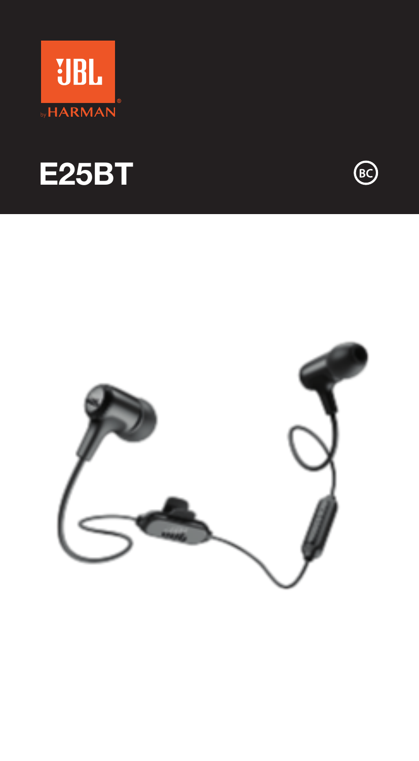JBL by HARMAN

# E25BT

BC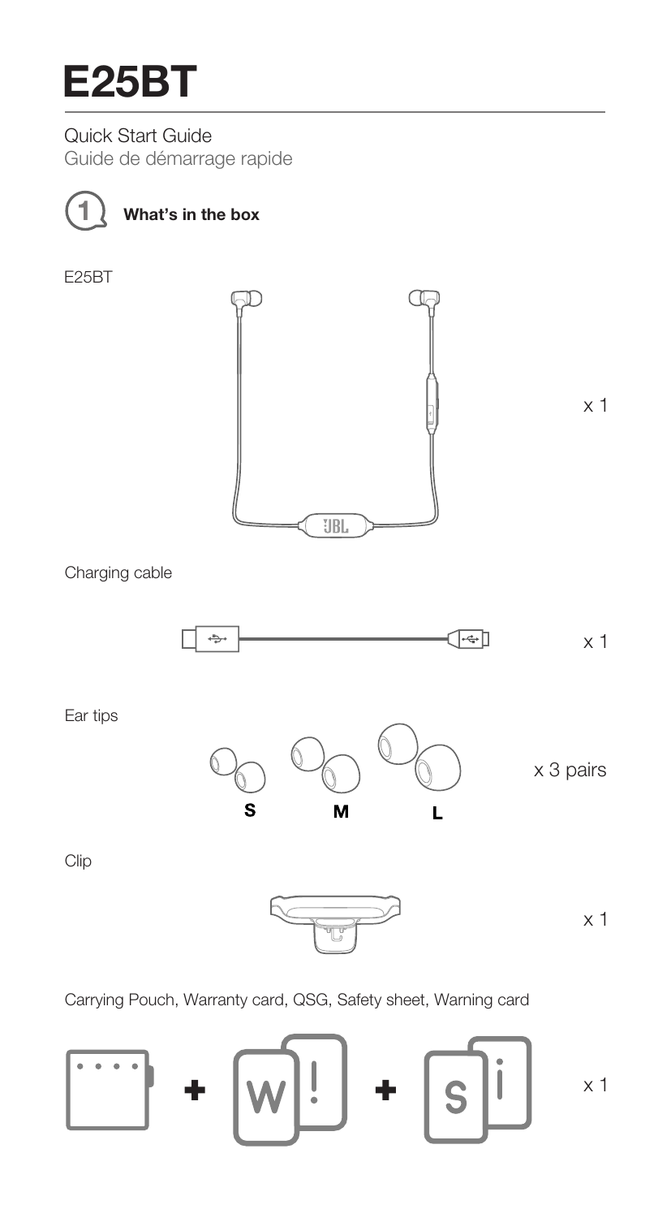# E25BT

Quick Start Guide

Guide de démarrage rapide

## 1 What's in the box

E25BT

x 1

Charging cable

x 1

Ear tips

S M L

x 3 pairs

Clip

x 1

Carrying Pouch, Warranty card, QSG, Safety sheet, Warning card

x 1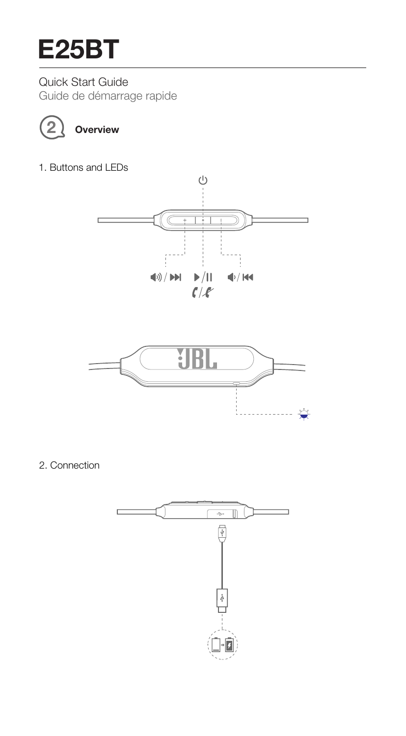# E25BT

Quick Start Guide

Guide de démarrage rapide

## 2 Overview

1. Buttons and LEDs

2. Connection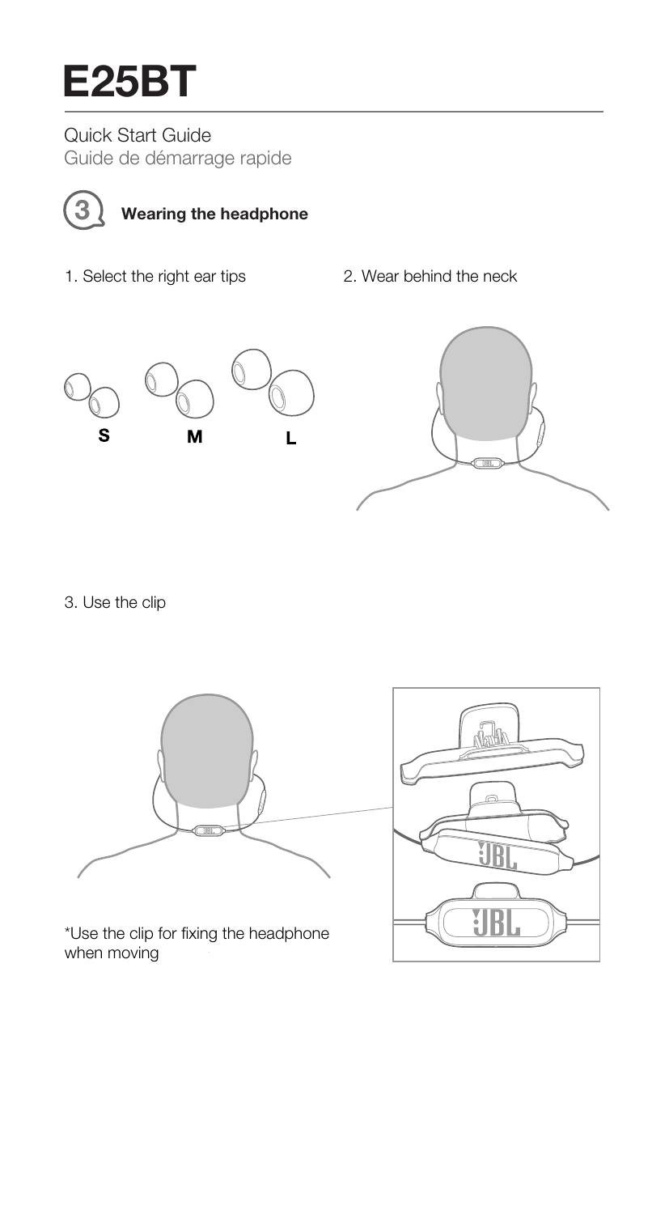# E25BT

Quick Start Guide
Guide de démarrage rapide

## 3 Wearing the headphone

1. Select the right ear tips

S M L

2. Wear behind the neck

3. Use the clip

*Use the clip for fixing the headphone when moving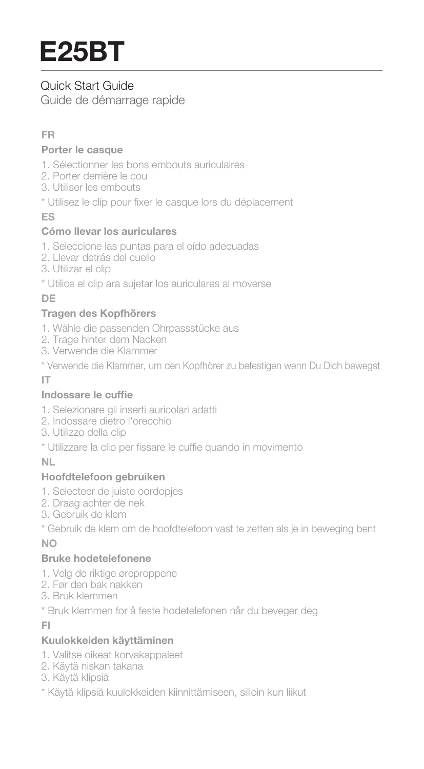# E25BT

Quick Start Guide

Guide de démarrage rapide

**FR**

### Porter le casque

1. Sélectionner les bons embouts auriculaires
2. Porter derrière le cou
3. Utiliser les embouts

* Utilisez le clip pour fixer le casque lors du déplacement

**ES**

### Cómo llevar los auriculares

1. Seleccione las puntas para el oído adecuadas
2. Llevar detrás del cuello
3. Utilizar el clip

* Utilice el clip ara sujetar los auriculares al moverse

**DE**

### Tragen des Kopfhörers

1. Wähle die passenden Ohrpassstücke aus
2. Trage hinter dem Nacken
3. Verwende die Klammer

* Verwende die Klammer, um den Kopfhörer zu befestigen wenn Du Dich bewegst

**IT**

### Indossare le cuffie

1. Selezionare gli inserti auricolari adatti
2. Indossare dietro l'orecchio
3. Utilizzo della clip

* Utilizzare la clip per fissare le cuffie quando in movimento

**NL**

### Hoofdtelefoon gebruiken

1. Selecteer de juiste oordopjes
2. Draag achter de nek
3. Gebruik de klem

* Gebruik de klem om de hoofdtelefoon vast te zetten als je in beweging bent

**NO**

### Bruke hodetelefonene

1. Velg de riktige øreproppene
2. Før den bak nakken
3. Bruk klemmen

* Bruk klemmen for å feste hodetelefonen når du beveger deg

**FI**

### Kuulokkeiden käyttäminen

1. Valitse oikeat korvakappaleet
2. Käytä niskan takana
3. Käytä klipsiä

* Käytä klipsiä kuulokkeiden kiinnittämiseen, silloin kun liikut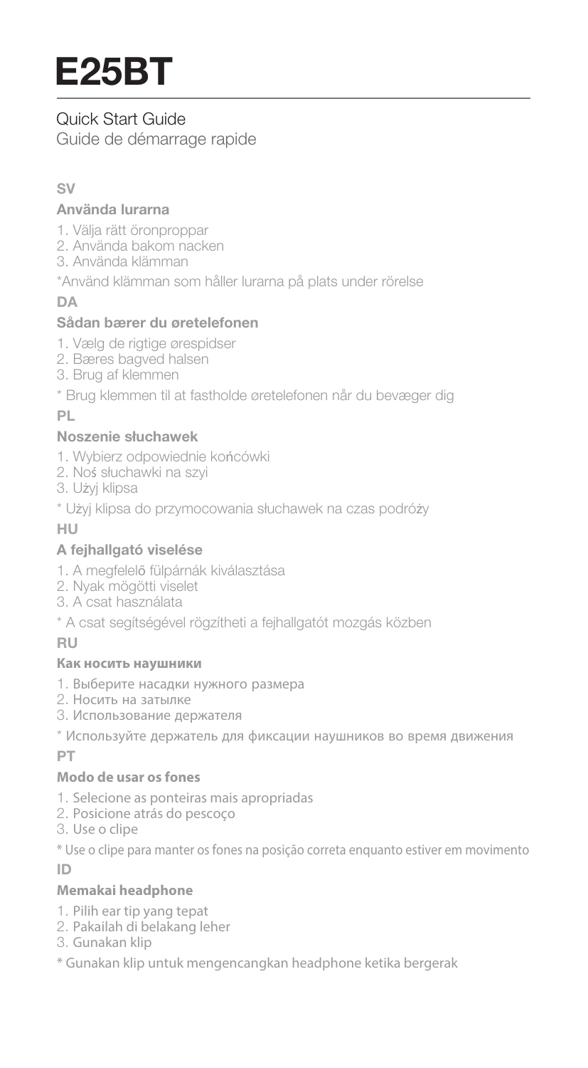# E25BT

Quick Start Guide

Guide de démarrage rapide

**SV**

### Använda lurarna

1. Välja rätt öronproppar
2. Använda bakom nacken
3. Använda klämman

*Använd klämman som håller lurarna på plats under rörelse

**DA**

### Sådan bærer du øretelefonen

1. Vælg de rigtige ørespidser
2. Bæres bagved halsen
3. Brug af klemmen

* Brug klemmen til at fastholde øretelefonen når du bevæger dig

**PL**

### Noszenie słuchawek

1. Wybierz odpowiednie końcówki
2. Noś słuchawki na szyi
3. Użyj klipsa

* Użyj klipsa do przymocowania słuchawek na czas podróży

**HU**

### A fejhallgató viselése

1. A megfelelő fülpárnák kiválasztása
2. Nyak mögötti viselet
3. A csat használata

* A csat segítségével rögzítheti a fejhallgatót mozgás közben

**RU**

### Как носить наушники

1. Выберите насадки нужного размера
2. Носить на затылке
3. Использование держателя

* Используйте держатель для фиксации наушников во время движения

**PT**

### Modo de usar os fones

1. Selecione as ponteiras mais apropriadas
2. Posicione atrás do pescoço
3. Use o clipe

* Use o clipe para manter os fones na posição correta enquanto estiver em movimento

**ID**

### Memakai headphone

1. Pilih ear tip yang tepat
2. Pakailah di belakang leher
3. Gunakan klip

* Gunakan klip untuk mengencangkan headphone ketika bergerak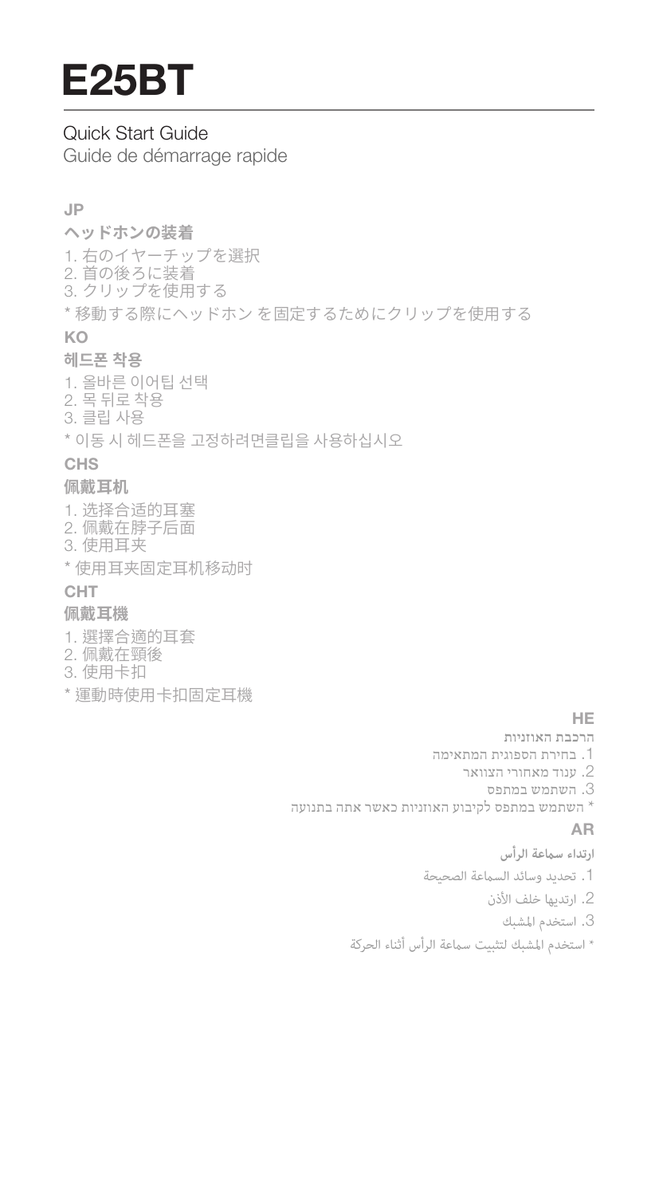# E25BT

Quick Start Guide
Guide de démarrage rapide

**JP**

**ヘッドホンの装着**

1. 右のイヤーチップを選択
2. 首の後ろに装着
3. クリップを使用する

* 移動する際にヘッドホン を固定するためにクリップを使用する

**KO**

**헤드폰 착용**

1. 올바른 이어팁 선택
2. 목 뒤로 착용
3. 클립 사용

* 이동 시 헤드폰을 고정하려면클립을 사용하십시오

**CHS**

**佩戴耳机**

1. 选择合适的耳塞
2. 佩戴在脖子后面
3. 使用耳夹

* 使用耳夹固定耳机移动时

**CHT**

**佩戴耳機**

1. 選擇合適的耳套
2. 佩戴在頸後
3. 使用卡扣

* 運動時使用卡扣固定耳機

**HE**

הרכבת האוזניות

1. בחירת הספוגית המתאימה
2. ענוד מאחורי הצוואר
3. השתמש במתפס

* השתמש במתפס לקיבוע האוזניות כאשר אתה בתנועה

**AR**

ارتداء سماعة الرأس

1. تحديد وسائد السماعة الصحيحة
2. ارتديها خلف الأذن
3. استخدم المشبك

* استخدم المشبك لتثبيت سماعة الرأس أثناء الحركة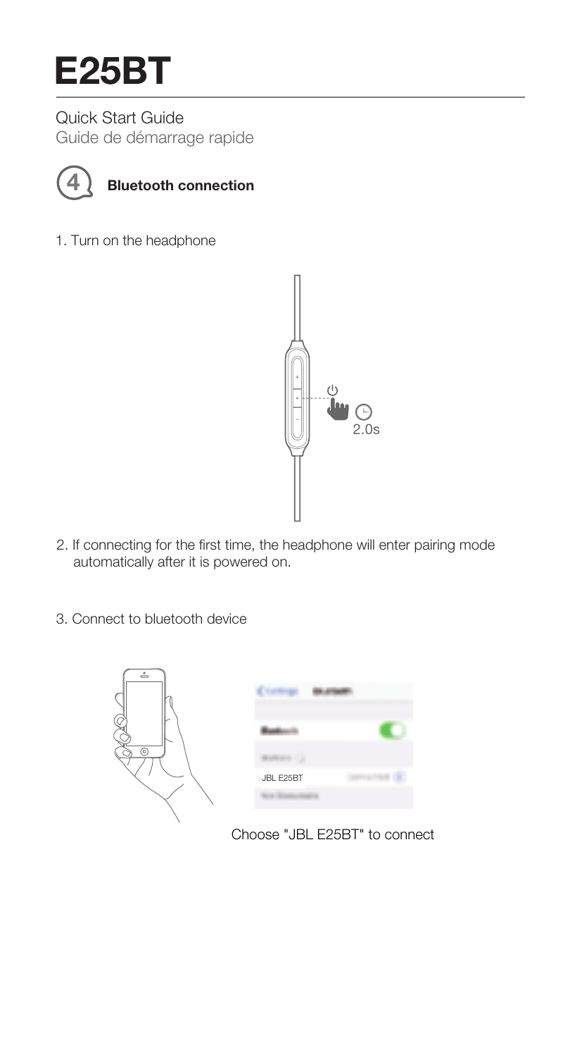# E25BT

Quick Start Guide
Guide de démarrage rapide

## 4 Bluetooth connection

1. Turn on the headphone

2.0s

2. If connecting for the first time, the headphone will enter pairing mode automatically after it is powered on.

3. Connect to bluetooth device

JBL E25BT

Choose "JBL E25BT" to connect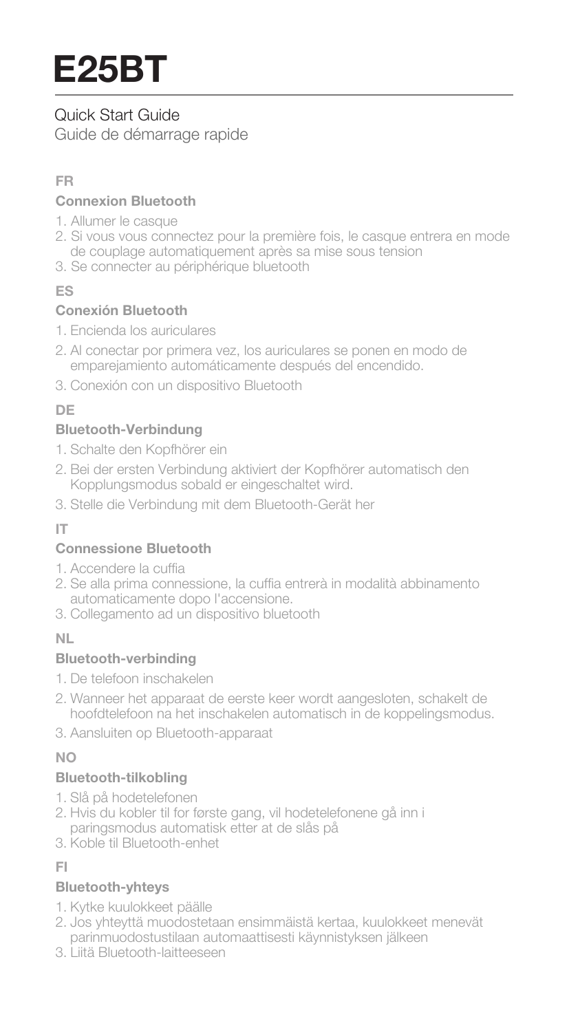# E25BT

Quick Start Guide

Guide de démarrage rapide

**FR**

### Connexion Bluetooth

1. Allumer le casque
2. Si vous vous connectez pour la première fois, le casque entrera en mode de couplage automatiquement après sa mise sous tension
3. Se connecter au périphérique bluetooth

**ES**

### Conexión Bluetooth

1. Encienda los auriculares
2. Al conectar por primera vez, los auriculares se ponen en modo de emparejamiento automáticamente después del encendido.
3. Conexión con un dispositivo Bluetooth

**DE**

### Bluetooth-Verbindung

1. Schalte den Kopfhörer ein
2. Bei der ersten Verbindung aktiviert der Kopfhörer automatisch den Kopplungsmodus sobald er eingeschaltet wird.
3. Stelle die Verbindung mit dem Bluetooth-Gerät her

**IT**

### Connessione Bluetooth

1. Accendere la cuffia
2. Se alla prima connessione, la cuffia entrerà in modalità abbinamento automaticamente dopo l'accensione.
3. Collegamento ad un dispositivo bluetooth

**NL**

### Bluetooth-verbinding

1. De telefoon inschakelen
2. Wanneer het apparaat de eerste keer wordt aangesloten, schakelt de hoofdtelefoon na het inschakelen automatisch in de koppelingsmodus.
3. Aansluiten op Bluetooth-apparaat

**NO**

### Bluetooth-tilkobling

1. Slå på hodetelefonen
2. Hvis du kobler til for første gang, vil hodetelefonene gå inn i paringsmodus automatisk etter at de slås på
3. Koble til Bluetooth-enhet

**FI**

### Bluetooth-yhteys

1. Kytke kuulokkeet päälle
2. Jos yhteyttä muodostetaan ensimmäistä kertaa, kuulokkeet menevät parinmuodostustilaan automaattisesti käynnistyksen jälkeen
3. Liitä Bluetooth-laitteeseen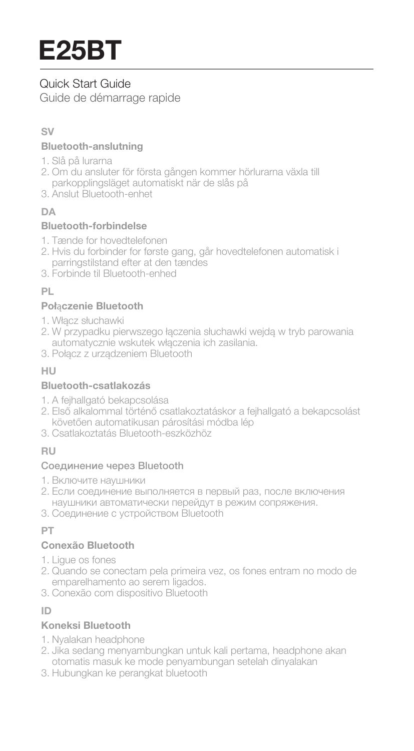# E25BT

Quick Start Guide
Guide de démarrage rapide

## SV

### Bluetooth-anslutning

1. Slå på lurarna
2. Om du ansluter för första gången kommer hörlurarna växla till parkopplingsläget automatiskt när de slås på
3. Anslut Bluetooth-enhet

## DA

### Bluetooth-forbindelse

1. Tænde for hovedtelefonen
2. Hvis du forbinder for første gang, går hovedtelefonen automatisk i parringstilstand efter at den tændes
3. Forbinde til Bluetooth-enhed

## PL

### Połączenie Bluetooth

1. Włącz słuchawki
2. W przypadku pierwszego łączenia słuchawki wejdą w tryb parowania automatycznie wskutek włączenia ich zasilania.
3. Połącz z urządzeniem Bluetooth

## HU

### Bluetooth-csatlakozás

1. A fejhallgató bekapcsolása
2. Első alkalommal történő csatlakoztatáskor a fejhallgató a bekapcsolást követően automatikusan párosítási módba lép
3. Csatlakoztatás Bluetooth-eszközhöz

## RU

### Соединение через Bluetooth

1. Включите наушники
2. Если соединение выполняется в первый раз, после включения наушники автоматически перейдут в режим сопряжения.
3. Соединение с устройством Bluetooth

## PT

### Conexão Bluetooth

1. Ligue os fones
2. Quando se conectam pela primeira vez, os fones entram no modo de emparelhamento ao serem ligados.
3. Conexão com dispositivo Bluetooth

## ID

### Koneksi Bluetooth

1. Nyalakan headphone
2. Jika sedang menyambungkan untuk kali pertama, headphone akan otomatis masuk ke mode penyambungan setelah dinyalakan
3. Hubungkan ke perangkat bluetooth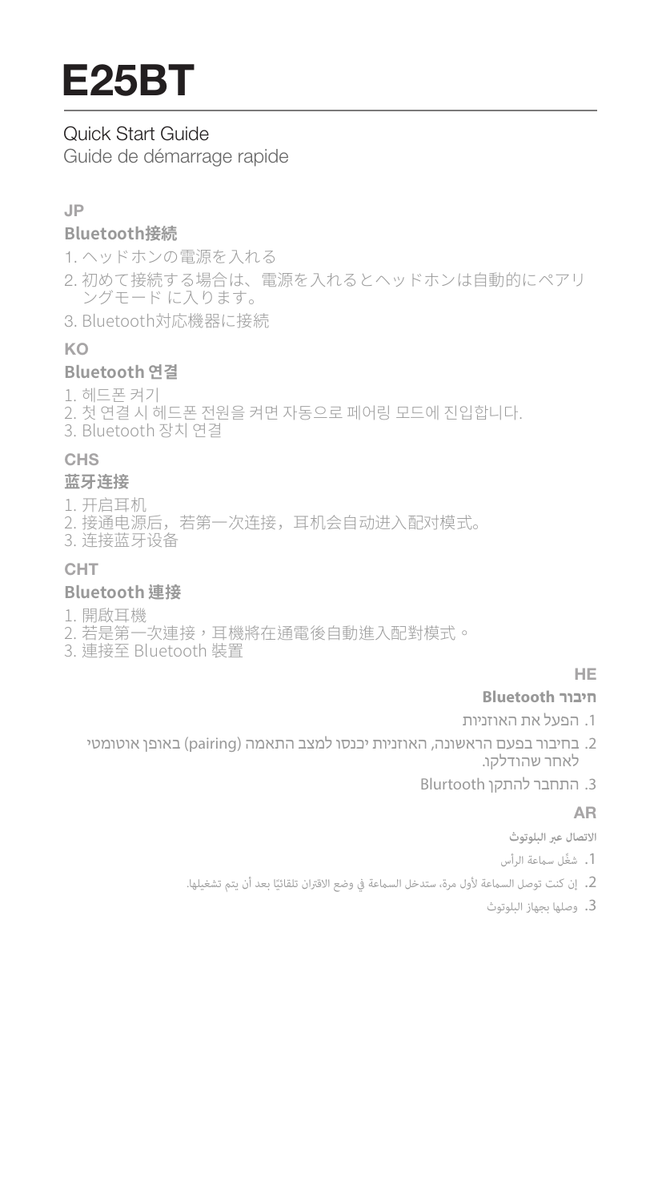# E25BT

Quick Start Guide
Guide de démarrage rapide

**JP**

### Bluetooth接続

1. ヘッドホンの電源を入れる
2. 初めて接続する場合は、電源を入れるとヘッドホンは自動的にペアリングモード に入ります。
3. Bluetooth対応機器に接続

**KO**

### Bluetooth 연결

1. 헤드폰 켜기
2. 첫 연결 시 헤드폰 전원을 켜면 자동으로 페어링 모드에 진입합니다.
3. Bluetooth 장치 연결

**CHS**

### 蓝牙连接

1. 开启耳机
2. 接通电源后，若第一次连接，耳机会自动进入配对模式。
3. 连接蓝牙设备

**CHT**

### Bluetooth 連接

1. 開啟耳機
2. 若是第一次連接，耳機將在通電後自動進入配對模式。
3. 連接至 Bluetooth 裝置

**HE**

### חיבור Bluetooth

1. הפעל את האוזניות
2. בחיבור בפעם הראשונה, האוזניות יכנסו למצב התאמה (pairing) באופן אוטומטי לאחר שהודלקו.
3. התחבר להתקן Blurtooth

**AR**

### الاتصال عبر البلوتوث

1. شغّل سماعة الرأس
2. إن كنت توصل السماعة لأول مرة، ستدخل السماعة في وضع الاقتران تلقائيًا بعد أن يتم تشغيلها.
3. وصلها بجهاز البلوتوث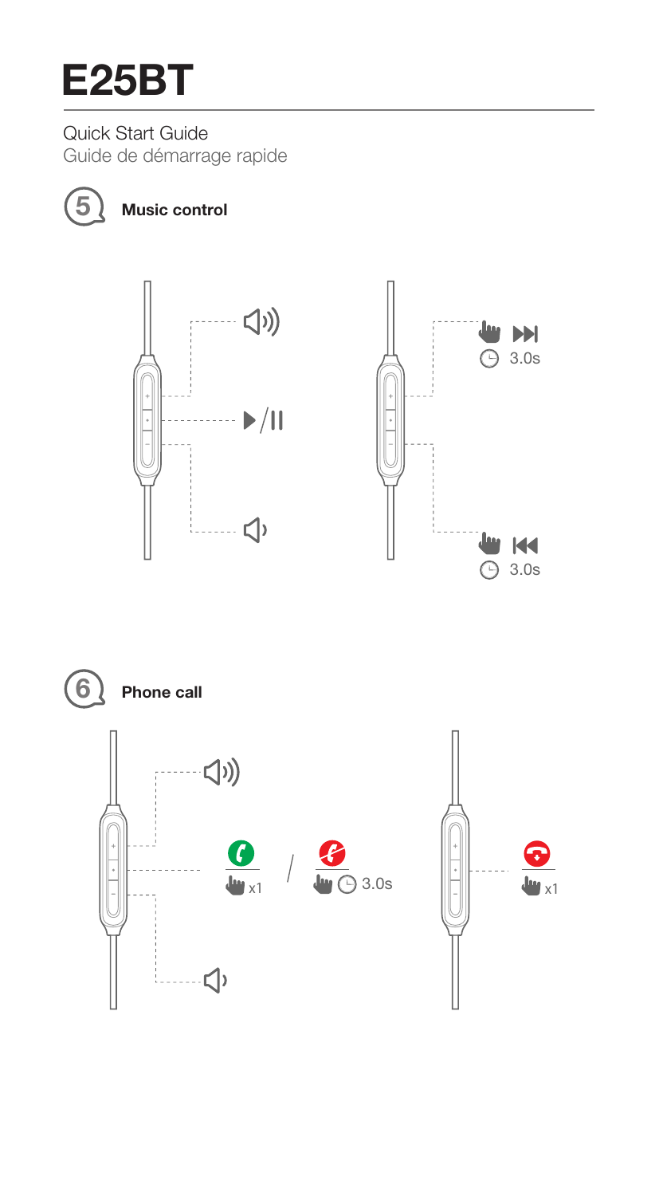# E25BT

Quick Start Guide

Guide de démarrage rapide

## 5 Music control

3.0s

3.0s

## 6 Phone call

x1

3.0s

x1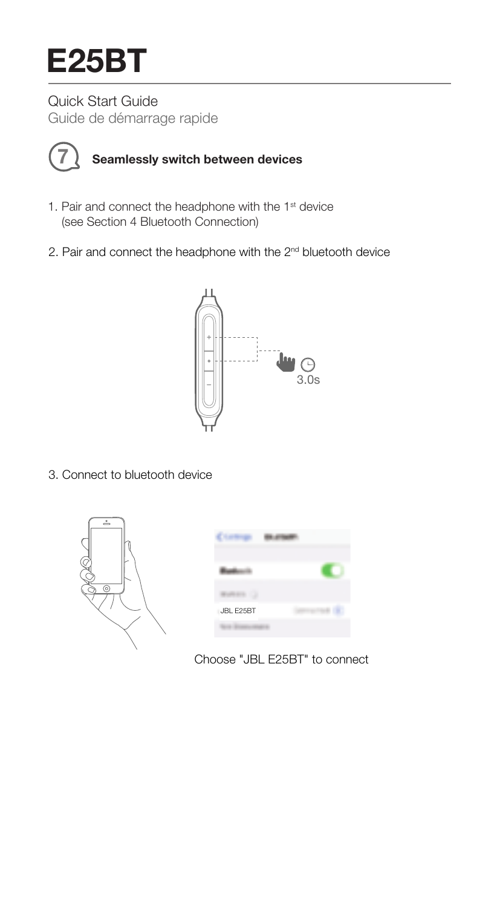# E25BT

Quick Start Guide
Guide de démarrage rapide

## 7 Seamlessly switch between devices

1. Pair and connect the headphone with the 1st device (see Section 4 Bluetooth Connection)
2. Pair and connect the headphone with the 2nd bluetooth device

3.0s

3. Connect to bluetooth device

JBL E25BT

Choose "JBL E25BT" to connect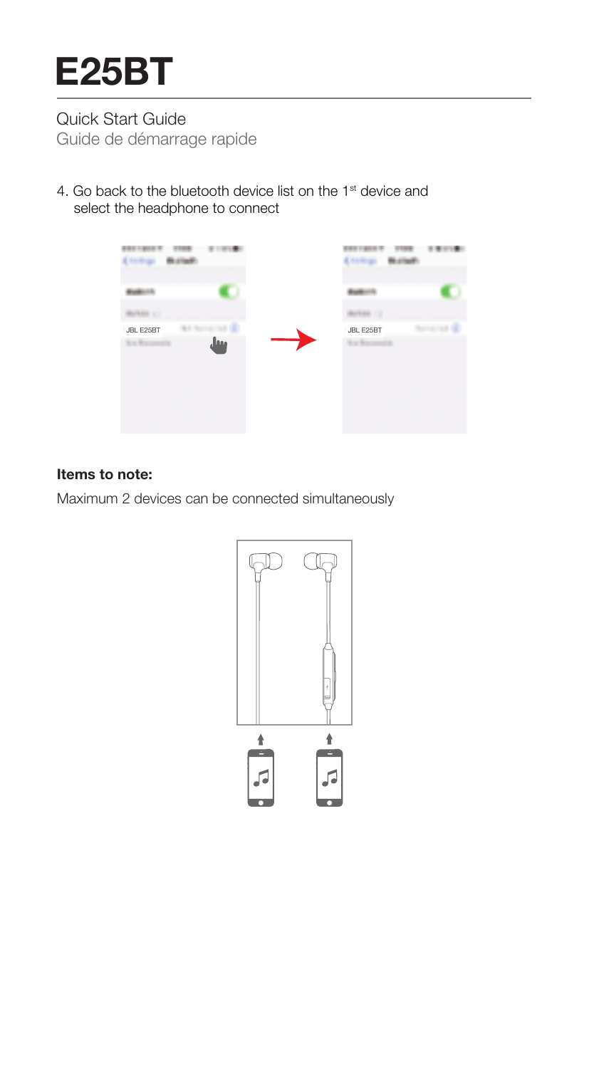# E25BT

Quick Start Guide

Guide de démarrage rapide

4. Go back to the bluetooth device list on the 1st device and select the headphone to connect

**Items to note:**

Maximum 2 devices can be connected simultaneously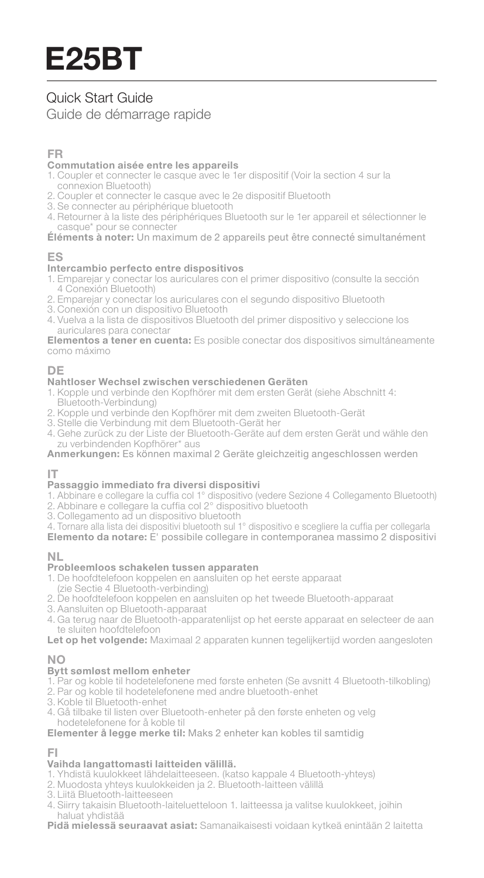# E25BT

## Quick Start Guide

Guide de démarrage rapide

### FR

**Commutation aisée entre les appareils**

1. Coupler et connecter le casque avec le 1er dispositif (Voir la section 4 sur la connexion Bluetooth)
2. Coupler et connecter le casque avec le 2e dispositif Bluetooth
3. Se connecter au périphérique bluetooth
4. Retourner à la liste des périphériques Bluetooth sur le 1er appareil et sélectionner le casque* pour se connecter

**Éléments à noter:** Un maximum de 2 appareils peut être connecté simultanément

### ES

**Intercambio perfecto entre dispositivos**

1. Emparejar y conectar los auriculares con el primer dispositivo (consulte la sección 4 Conexión Bluetooth)
2. Emparejar y conectar los auriculares con el segundo dispositivo Bluetooth
3. Conexión con un dispositivo Bluetooth
4. Vuelva a la lista de dispositivos Bluetooth del primer dispositivo y seleccione los auriculares para conectar

**Elementos a tener en cuenta:** Es posible conectar dos dispositivos simultáneamente como máximo

### DE

**Nahtloser Wechsel zwischen verschiedenen Geräten**

1. Kopple und verbinde den Kopfhörer mit dem ersten Gerät (siehe Abschnitt 4: Bluetooth-Verbindung)
2. Kopple und verbinde den Kopfhörer mit dem zweiten Bluetooth-Gerät
3. Stelle die Verbindung mit dem Bluetooth-Gerät her
4. Gehe zurück zu der Liste der Bluetooth-Geräte auf dem ersten Gerät und wähle den zu verbindenden Kopfhörer* aus

**Anmerkungen:** Es können maximal 2 Geräte gleichzeitig angeschlossen werden

### IT

**Passaggio immediato fra diversi dispositivi**

1. Abbinare e collegare la cuffia col 1° dispositivo (vedere Sezione 4 Collegamento Bluetooth)
2. Abbinare e collegare la cuffia col 2° dispositivo bluetooth
3. Collegamento ad un dispositivo bluetooth
4. Tornare alla lista dei dispositivi bluetooth sul 1° dispositivo e scegliere la cuffia per collegarla

**Elemento da notare:** E' possibile collegare in contemporanea massimo 2 dispositivi

### NL

**Probleemloos schakelen tussen apparaten**

1. De hoofdtelefoon koppelen en aansluiten op het eerste apparaat (zie Sectie 4 Bluetooth-verbinding)
2. De hoofdtelefoon koppelen en aansluiten op het tweede Bluetooth-apparaat
3. Aansluiten op Bluetooth-apparaat
4. Ga terug naar de Bluetooth-apparatenlijst op het eerste apparaat en selecteer de aan te sluiten hoofdtelefoon

**Let op het volgende:** Maximaal 2 apparaten kunnen tegelijkertijd worden aangesloten

### NO

**Bytt sømløst mellom enheter**

1. Par og koble til hodetelefonene med første enheten (Se avsnitt 4 Bluetooth-tilkobling)
2. Par og koble til hodetelefonene med andre bluetooth-enhet
3. Koble til Bluetooth-enhet
4. Gå tilbake til listen over Bluetooth-enheter på den første enheten og velg hodetelefonene for å koble til

**Elementer å legge merke til:** Maks 2 enheter kan kobles til samtidig

### FI

**Vaihda langattomasti laitteiden välillä.**

1. Yhdistä kuulokkeet lähdelaitteeseen. (katso kappale 4 Bluetooth-yhteys)
2. Muodosta yhteys kuulokkeiden ja 2. Bluetooth-laitteen välillä
3. Liitä Bluetooth-laitteeseen
4. Siirry takaisin Bluetooth-laiteluetteloon 1. laitteessa ja valitse kuulokkeet, joihin haluat yhdistää

**Pidä mielessä seuraavat asiat:** Samanaikaisesti voidaan kytkeä enintään 2 laitetta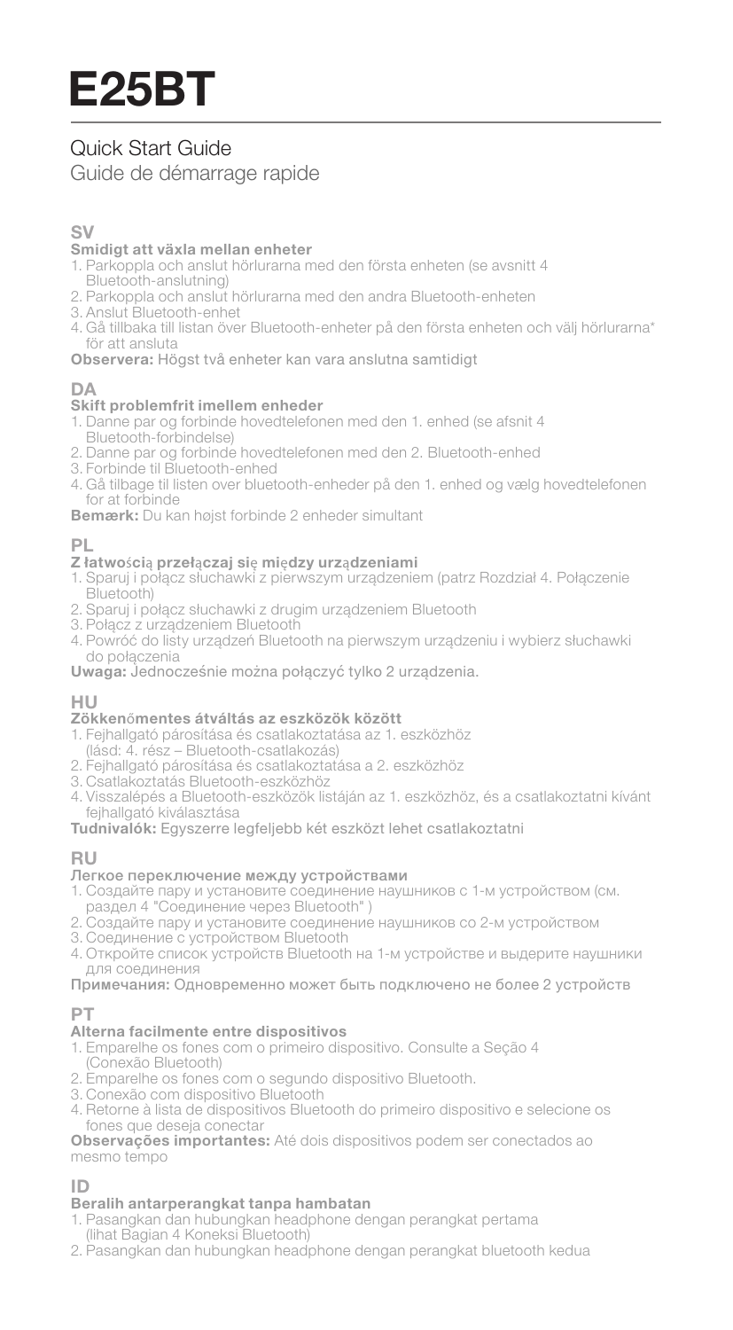# E25BT

## Quick Start Guide

Guide de démarrage rapide

### SV

**Smidigt att växla mellan enheter**

1. Parkoppla och anslut hörlurarna med den första enheten (se avsnitt 4 Bluetooth-anslutning)
2. Parkoppla och anslut hörlurarna med den andra Bluetooth-enheten
3. Anslut Bluetooth-enhet
4. Gå tillbaka till listan över Bluetooth-enheter på den första enheten och välj hörlurarna* för att ansluta

**Observera:** Högst två enheter kan vara anslutna samtidigt

### DA

**Skift problemfrit imellem enheder**

1. Danne par og forbinde hovedtelefonen med den 1. enhed (se afsnit 4 Bluetooth-forbindelse)
2. Danne par og forbinde hovedtelefonen med den 2. Bluetooth-enhed
3. Forbinde til Bluetooth-enhed
4. Gå tilbage til listen over bluetooth-enheder på den 1. enhed og vælg hovedtelefonen for at forbinde

**Bemærk:** Du kan højst forbinde 2 enheder simultant

### PL

**Z łatwością przełączaj się między urządzeniami**

1. Sparuj i połącz słuchawki z pierwszym urządzeniem (patrz Rozdział 4. Połączenie Bluetooth)
2. Sparuj i połącz słuchawki z drugim urządzeniem Bluetooth
3. Połącz z urządzeniem Bluetooth
4. Powróć do listy urządzeń Bluetooth na pierwszym urządzeniu i wybierz słuchawki do połączenia

**Uwaga:** Jednocześnie można połączyć tylko 2 urządzenia.

### HU

**Zökkenőmentes átváltás az eszközök között**

1. Fejhallgató párosítása és csatlakoztatása az 1. eszközhöz (lásd: 4. rész – Bluetooth-csatlakozás)
2. Fejhallgató párosítása és csatlakoztatása a 2. eszközhöz
3. Csatlakoztatás Bluetooth-eszközhöz
4. Visszalépés a Bluetooth-eszközök listáján az 1. eszközhöz, és a csatlakoztatni kívánt fejhallgató kiválasztása

**Tudnivalók:** Egyszerre legfeljebb két eszközt lehet csatlakoztatni

### RU

**Легкое переключение между устройствами**

1. Создайте пару и установите соединение наушников с 1-м устройством (см. раздел 4 "Соединение через Bluetooth" )
2. Создайте пару и установите соединение наушников со 2-м устройством
3. Соединение с устройством Bluetooth
4. Откройте список устройств Bluetooth на 1-м устройстве и выдерите наушники для соединения

**Примечания:** Одновременно может быть подключено не более 2 устройств

### PT

**Alterna facilmente entre dispositivos**

1. Emparelhe os fones com o primeiro dispositivo. Consulte a Seção 4 (Conexão Bluetooth)
2. Emparelhe os fones com o segundo dispositivo Bluetooth.
3. Conexão com dispositivo Bluetooth
4. Retorne à lista de dispositivos Bluetooth do primeiro dispositivo e selecione os fones que deseja conectar

**Observações importantes:** Até dois dispositivos podem ser conectados ao mesmo tempo

### ID

**Beralih antarperangkat tanpa hambatan**

1. Pasangkan dan hubungkan headphone dengan perangkat pertama (lihat Bagian 4 Koneksi Bluetooth)
2. Pasangkan dan hubungkan headphone dengan perangkat bluetooth kedua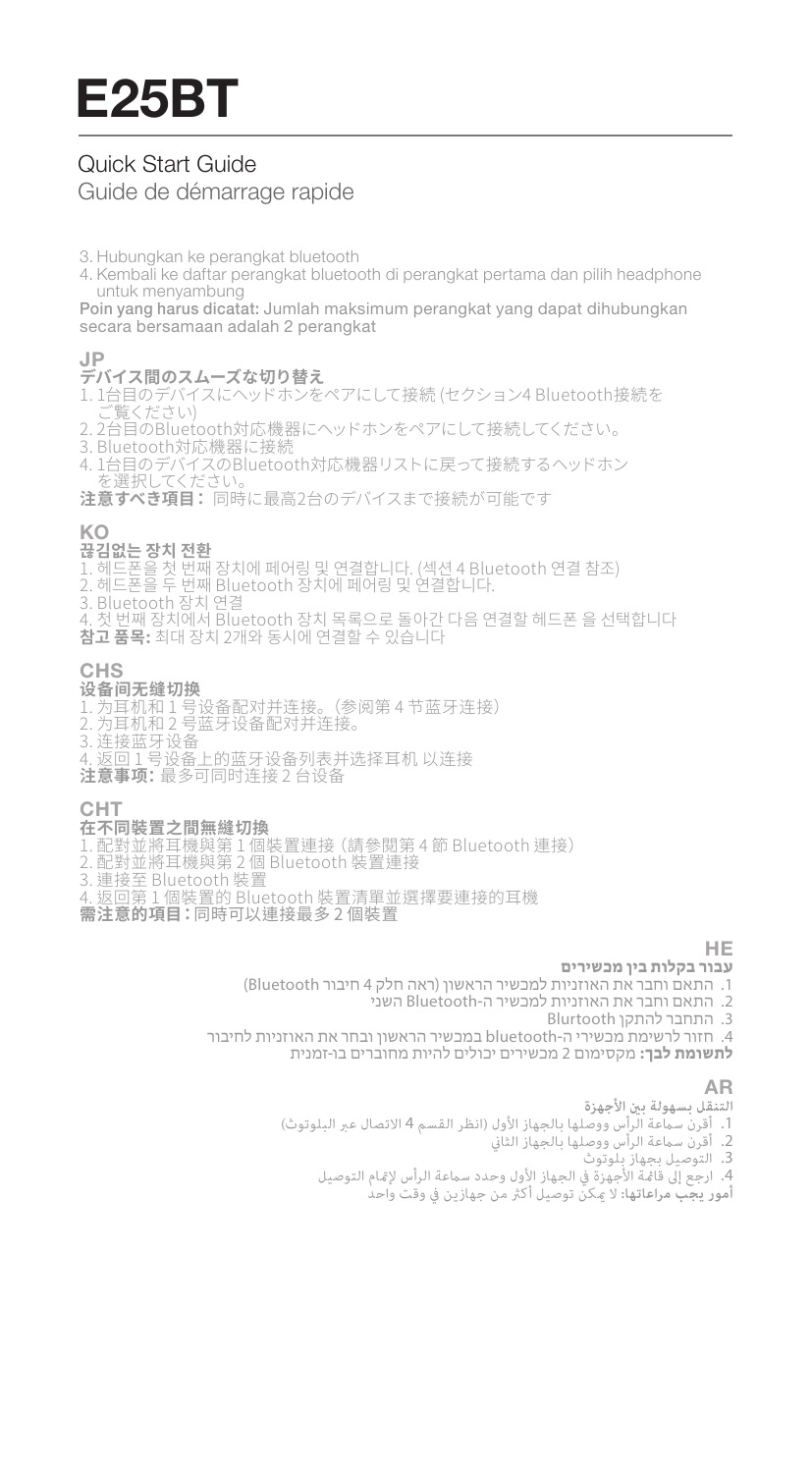# E25BT

Quick Start Guide
Guide de démarrage rapide

3. Hubungkan ke perangkat bluetooth
4. Kembali ke daftar perangkat bluetooth di perangkat pertama dan pilih headphone untuk menyambung

**Poin yang harus dicatat:** Jumlah maksimum perangkat yang dapat dihubungkan secara bersamaan adalah 2 perangkat

## JP

### デバイス間のスムーズな切り替え

1. 1台目のデバイスにヘッドホンをペアにして接続 (セクション4 Bluetooth接続をご覧ください)
2. 2台目のBluetooth対応機器にヘッドホンをペアにして接続してください。
3. Bluetooth対応機器に接続
4. 1台目のデバイスのBluetooth対応機器リストに戻って接続するヘッドホンを選択してください。

**注意すべき項目：** 同時に最高2台のデバイスまで接続が可能です

## KO

### 끊김없는 장치 전환

1. 헤드폰을 첫 번째 장치에 페어링 및 연결합니다. (섹션 4 Bluetooth 연결 참조)
2. 헤드폰을 두 번째 Bluetooth 장치에 페어링 및 연결합니다.
3. Bluetooth 장치 연결
4. 첫 번째 장치에서 Bluetooth 장치 목록으로 돌아간 다음 연결할 헤드폰 을 선택합니다

**참고 품목:** 최대 장치 2개와 동시에 연결할 수 있습니다

## CHS

### 设备间无缝切换

1. 为耳机和 1 号设备配对并连接。（参阅第 4 节蓝牙连接）
2. 为耳机和 2 号蓝牙设备配对并连接。
3. 连接蓝牙设备
4. 返回 1 号设备上的蓝牙设备列表并选择耳机 以连接

**注意事项：** 最多可同时连接 2 台设备

## CHT

### 在不同裝置之間無縫切換

1. 配對並將耳機與第 1 個裝置連接（請參閱第 4 節 Bluetooth 連接）
2. 配對並將耳機與第 2 個 Bluetooth 裝置連接
3. 連接至 Bluetooth 裝置
4. 返回第 1 個裝置的 Bluetooth 裝置清單並選擇要連接的耳機

**需注意的項目：同時可以連接最多 2 個裝置**

## HE

### עבור בקלות בין מכשירים

1. התאם וחבר את האוזניות למכשיר הראשון (ראה חלק 4 חיבור Bluetooth)
2. התאם וחבר את האוזניות למכשיר ה-Bluetooth השני
3. התחבר להתקן Blurtooth
4. חזור לרשימת מכשירי ה-bluetooth במכשיר הראשון ובחר את האוזניות לחיבור

**לתשומת לבך:** מקסימום 2 מכשירים יכולים להיות מחוברים בו-זמנית

## AR

### التنقل بسهولة بين الأجهزة

1. أقرن سماعة الرأس ووصلها بالجهاز الأول (انظر القسم 4 الاتصال عبر البلوتوث)
2. أقرن سماعة الرأس ووصلها بالجهاز الثاني
3. التوصيل بجهاز بلوتوث
4. ارجع إلى قائمة الأجهزة في الجهاز الأول وحدد سماعة الرأس لإتمام التوصيل

**أمور يجب مراعاتها:** لا يمكن توصيل أكثر من جهازين في وقت واحد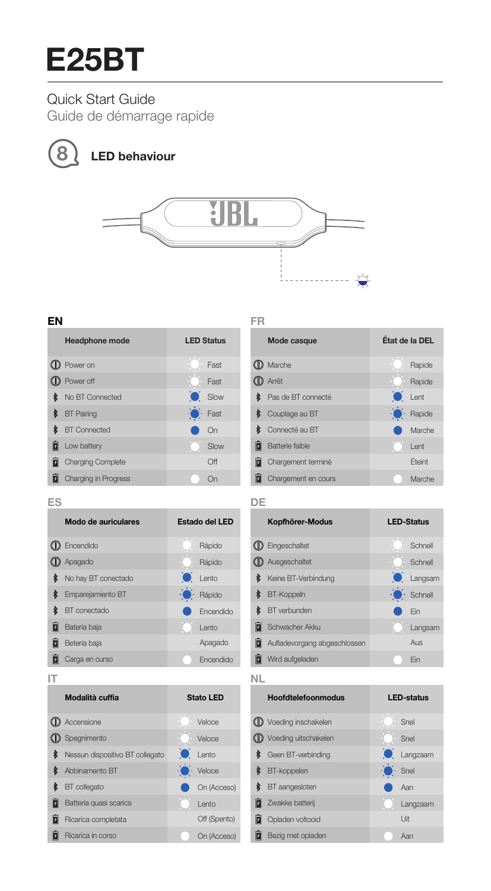# E25BT

Quick Start Guide

Guide de démarrage rapide

## 8 LED behaviour

### EN

| Headphone mode | LED Status |
|---|---|
| Power on | Fast |
| Power off | Fast |
| No BT Connected | Slow |
| BT Pairing | Fast |
| BT Connected | On |
| Low battery | Slow |
| Charging Complete | Off |
| Charging in Progress | On |

### FR

| Mode casque | État de la DEL |
|---|---|
| Marche | Rapide |
| Arrêt | Rapide |
| Pas de BT connecté | Lent |
| Couplage au BT | Rapide |
| Connecté au BT | Marche |
| Batterie faible | Lent |
| Chargement terminé | Éteint |
| Chargement en cours | Marche |

### ES

| Modo de auriculares | Estado del LED |
|---|---|
| Encendido | Rápido |
| Apagado | Rápido |
| No hay BT conectado | Lento |
| Emparejamiento BT | Rápido |
| BT conectado | Encendido |
| Batería baja | Lento |
| Betería baja | Apagado |
| Carga en curso | Encendido |

### DE

| Kopfhörer-Modus | LED-Status |
|---|---|
| Eingeschaltet | Schnell |
| Ausgeschaltet | Schnell |
| Keine BT-Verbindung | Langsam |
| BT-Koppeln | Schnell |
| BT verbunden | Ein |
| Schwacher Akku | Langsam |
| Aufladevorgang abgeschlossen | Aus |
| Wird aufgeladen | Ein |

### IT

| Modalità cuffia | Stato LED |
|---|---|
| Accensione | Veloce |
| Spegnimento | Veloce |
| Nessun dispositivo BT collegato | Lento |
| Abbinamento BT | Veloce |
| BT collegato | On (Acceso) |
| Batteria quasi scarica | Lento |
| Ricarica completata | Off (Spento) |
| Ricarica in corso | On (Acceso) |

### NL

| Hoofdtelefoonmodus | LED-status |
|---|---|
| Voeding inschakelen | Snel |
| Voeding uitschakelen | Snel |
| Geen BT-verbinding | Langzaam |
| BT-koppelen | Snel |
| BT aangesloten | Aan |
| Zwakke batterij | Langzaam |
| Opladen voltooid | Uit |
| Bezig met opladen | Aan |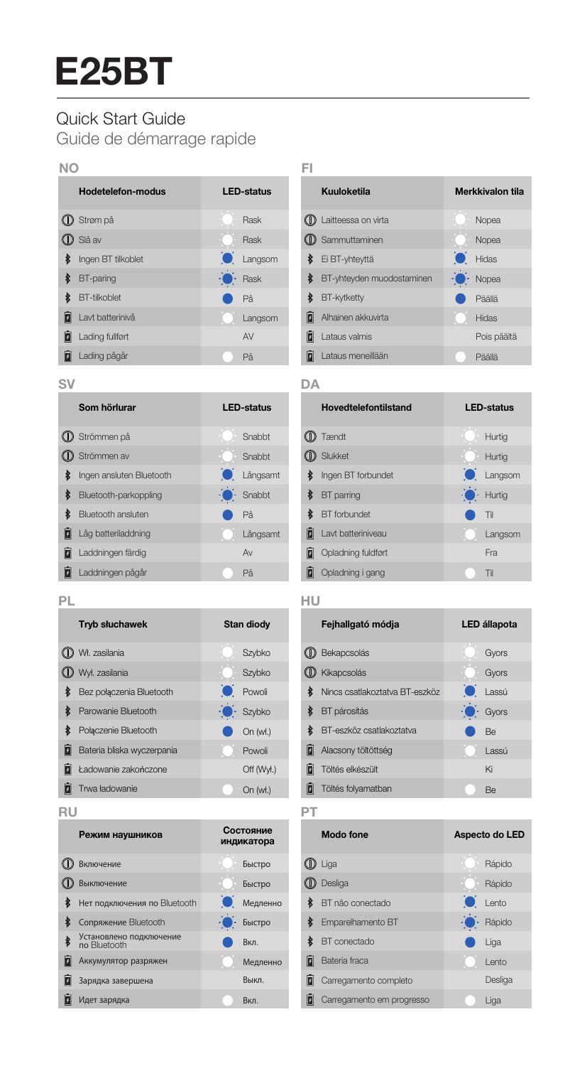# E25BT

## Quick Start Guide

Guide de démarrage rapide

### NO

| Hodetelefon-modus | LED-status |
|---|---|
| Strøm på | Rask |
| Slå av | Rask |
| Ingen BT tilkoblet | Langsom |
| BT-paring | Rask |
| BT-tilkoblet | På |
| Lavt batterinivå | Langsom |
| Lading fullført | AV |
| Lading pågår | På |

### FI

| Kuuloketila | Merkkivalon tila |
|---|---|
| Laitteessa on virta | Nopea |
| Sammuttaminen | Nopea |
| Ei BT-yhteyttä | Hidas |
| BT-yhteyden muodostaminen | Nopea |
| BT-kytketty | Päällä |
| Alhainen akkuvirta | Hidas |
| Lataus valmis | Pois päältä |
| Lataus meneillään | Päällä |

### SV

| Som hörlurar | LED-status |
|---|---|
| Strömmen på | Snabbt |
| Strömmen av | Snabbt |
| Ingen ansluten Bluetooth | Långsamt |
| Bluetooth-parkoppling | Snabbt |
| Bluetooth ansluten | På |
| Låg batteriladdning | Långsamt |
| Laddningen färdig | Av |
| Laddningen pågår | På |

### DA

| Hovedtelefontilstand | LED-status |
|---|---|
| Tændt | Hurtig |
| Slukket | Hurtig |
| Ingen BT forbundet | Langsom |
| BT parring | Hurtig |
| BT forbundet | Til |
| Lavt batteriniveau | Langsom |
| Opladning fuldført | Fra |
| Opladning i gang | Til |

### PL

| Tryb słuchawek | Stan diody |
|---|---|
| Wł. zasilania | Szybko |
| Wył. zasilania | Szybko |
| Bez połączenia Bluetooth | Powoli |
| Parowanie Bluetooth | Szybko |
| Połączenie Bluetooth | On (wł.) |
| Bateria bliska wyczerpania | Powoli |
| Ładowanie zakończone | Off (Wył.) |
| Trwa ładowanie | On (wł.) |

### HU

| Fejhallgató módja | LED állapota |
|---|---|
| Bekapcsolás | Gyors |
| Kikapcsolás | Gyors |
| Nincs csatlakoztatva BT-eszköz | Lassú |
| BT párosítás | Gyors |
| BT-eszköz csatlakoztatva | Be |
| Alacsony töltöttség | Lassú |
| Töltés elkészült | Ki |
| Töltés folyamatban | Be |

### RU

| Режим наушников | Состояние индикатора |
|---|---|
| Включение | Быстро |
| Выключение | Быстро |
| Нет подключения по Bluetooth | Медленно |
| Сопряжение Bluetooth | Быстро |
| Установлено подключение по Bluetooth | Вкл. |
| Аккумулятор разряжен | Медленно |
| Зарядка завершена | Выкл. |
| Идет зарядка | Вкл. |

### PT

| Modo fone | Aspecto do LED |
|---|---|
| Liga | Rápido |
| Desliga | Rápido |
| BT não conectado | Lento |
| Emparelhamento BT | Rápido |
| BT conectado | Liga |
| Bateria fraca | Lento |
| Carregamento completo | Desliga |
| Carregamento em progresso | Liga |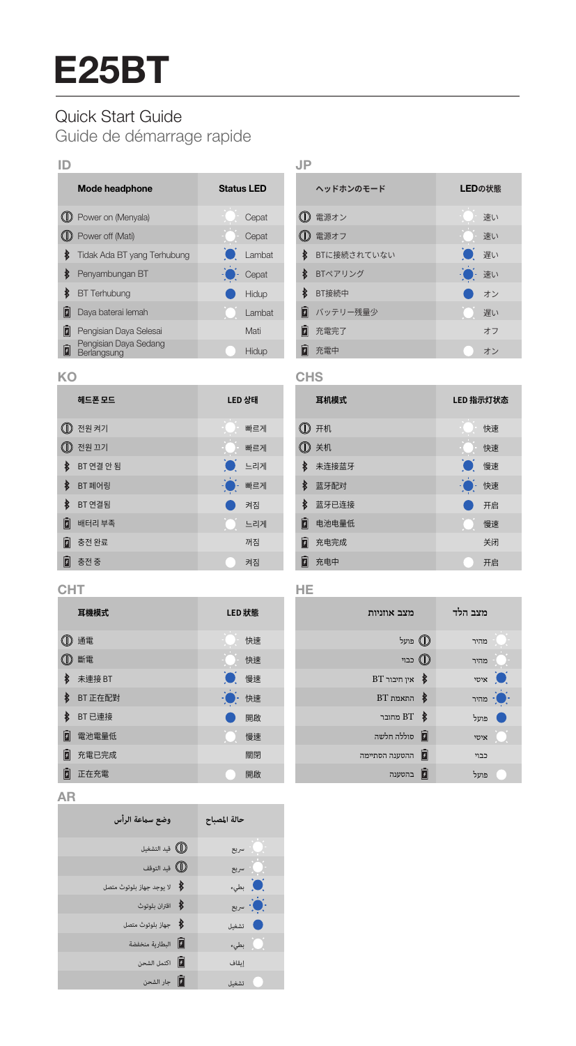# E25BT

## Quick Start Guide

Guide de démarrage rapide

### ID

| Mode headphone | Status LED |
|---|---|
| Power on (Menyala) | Cepat |
| Power off (Mati) | Cepat |
| Tidak Ada BT yang Terhubung | Lambat |
| Penyambungan BT | Cepat |
| BT Terhubung | Hidup |
| Daya baterai lemah | Lambat |
| Pengisian Daya Selesai | Mati |
| Pengisian Daya Sedang Berlangsung | Hidup |

### JP

| ヘッドホンのモード | LEDの状態 |
|---|---|
| 電源オン | 速い |
| 電源オフ | 速い |
| BTに接続されていない | 遅い |
| BTペアリング | 速い |
| BT接続中 | オン |
| バッテリー残量少 | 遅い |
| 充電完了 | オフ |
| 充電中 | オン |

### KO

| 헤드폰 모드 | LED 상태 |
|---|---|
| 전원 켜기 | 빠르게 |
| 전원 끄기 | 빠르게 |
| BT 연결 안 됨 | 느리게 |
| BT 페어링 | 빠르게 |
| BT 연결됨 | 켜짐 |
| 배터리 부족 | 느리게 |
| 충전 완료 | 꺼짐 |
| 충전 중 | 켜짐 |

### CHS

| 耳机模式 | LED 指示灯状态 |
|---|---|
| 开机 | 快速 |
| 关机 | 快速 |
| 未连接蓝牙 | 慢速 |
| 蓝牙配对 | 快速 |
| 蓝牙已连接 | 开启 |
| 电池电量低 | 慢速 |
| 充电完成 | 关闭 |
| 充电中 | 开启 |

### CHT

| 耳機模式 | LED 狀態 |
|---|---|
| 通電 | 快速 |
| 斷電 | 快速 |
| 未連接 BT | 慢速 |
| BT 正在配對 | 快速 |
| BT 已連接 | 開啟 |
| 電池電量低 | 慢速 |
| 充電已完成 | 關閉 |
| 正在充電 | 開啟 |

### HE

| מצב אוזניות | מצב הלד |
|---|---|
| פועל | מהיר |
| כבוי | מהיר |
| אין חיבור BT | איטי |
| התאמת BT | מהיר |
| BT מחובר | פועל |
| סוללה חלשה | איטי |
| ההטענה הסתיימה | כבוי |
| בהטענה | פועל |

### AR

| وضع سماعة الرأس | حالة المصباح |
|---|---|
| قيد التشغيل | سريع |
| قيد التوقف | سريع |
| لا يوجد جهاز بلوتوث متصل | بطيء |
| اقتران بلوتوث | سريع |
| جهاز بلوتوث متصل | تشغيل |
| البطارية منخفضة | بطيء |
| اكتمل الشحن | إيقاف |
| جار الشحن | تشغيل |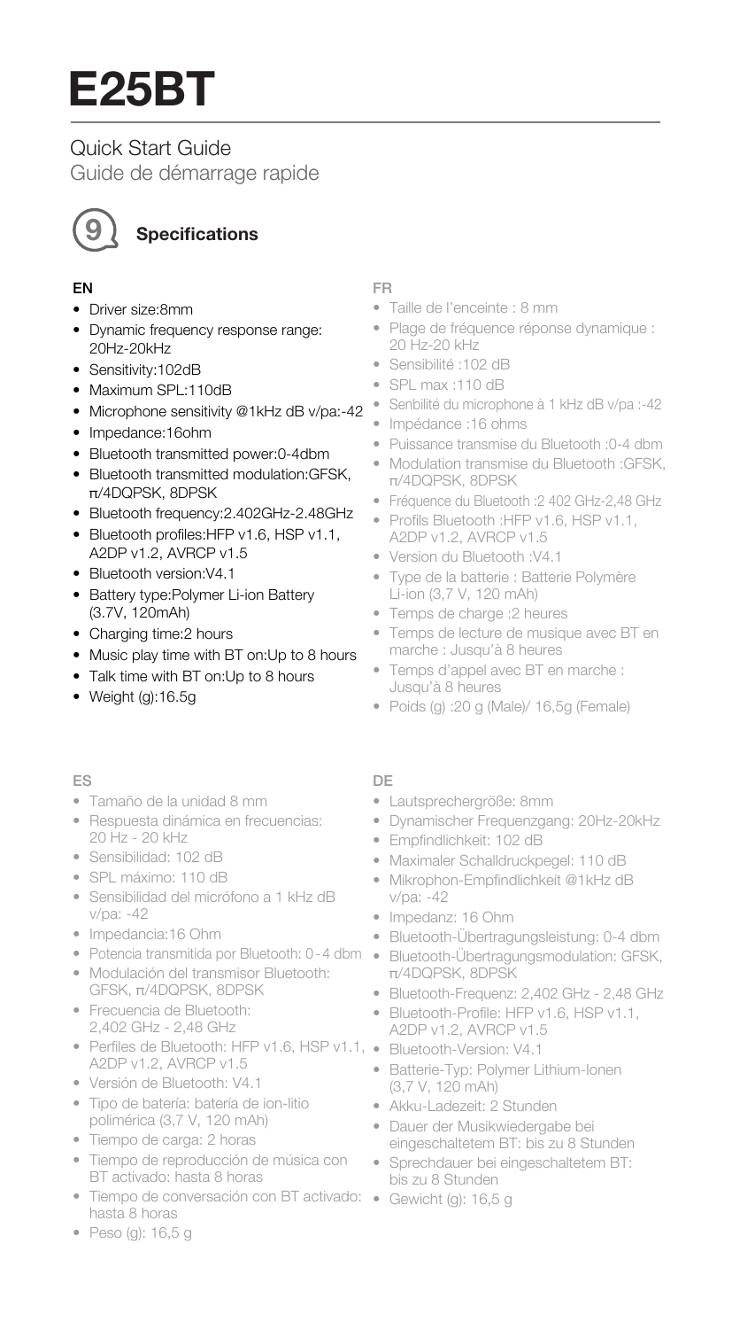# E25BT

Quick Start Guide

Guide de démarrage rapide

## 9 Specifications

### EN

- Driver size:8mm
- Dynamic frequency response range: 20Hz-20kHz
- Sensitivity:102dB
- Maximum SPL:110dB
- Microphone sensitivity @1kHz dB v/pa:-42
- Impedance:16ohm
- Bluetooth transmitted power:0-4dbm
- Bluetooth transmitted modulation:GFSK, π/4DQPSK, 8DPSK
- Bluetooth frequency:2.402GHz-2.48GHz
- Bluetooth profiles:HFP v1.6, HSP v1.1, A2DP v1.2, AVRCP v1.5
- Bluetooth version:V4.1
- Battery type:Polymer Li-ion Battery (3.7V, 120mAh)
- Charging time:2 hours
- Music play time with BT on:Up to 8 hours
- Talk time with BT on:Up to 8 hours
- Weight (g):16.5g

### FR

- Taille de l'enceinte : 8 mm
- Plage de fréquence réponse dynamique : 20 Hz-20 kHz
- Sensibilité :102 dB
- SPL max :110 dB
- Senbilité du microphone à 1 kHz dB v/pa :-42
- Impédance :16 ohms
- Puissance transmise du Bluetooth :0-4 dbm
- Modulation transmise du Bluetooth :GFSK, π/4DQPSK, 8DPSK
- Fréquence du Bluetooth :2 402 GHz-2,48 GHz
- Profils Bluetooth :HFP v1.6, HSP v1.1, A2DP v1.2, AVRCP v1.5
- Version du Bluetooth :V4.1
- Type de la batterie : Batterie Polymère Li-ion (3,7 V, 120 mAh)
- Temps de charge :2 heures
- Temps de lecture de musique avec BT en marche : Jusqu'à 8 heures
- Temps d'appel avec BT en marche : Jusqu'à 8 heures
- Poids (g) :20 g (Male)/ 16,5g (Female)

### ES

- Tamaño de la unidad 8 mm
- Respuesta dinámica en frecuencias: 20 Hz - 20 kHz
- Sensibilidad: 102 dB
- SPL máximo: 110 dB
- Sensibilidad del micrófono a 1 kHz dB v/pa: -42
- Impedancia:16 Ohm
- Potencia transmitida por Bluetooth: 0 - 4 dbm
- Modulación del transmisor Bluetooth: GFSK, π/4DQPSK, 8DPSK
- Frecuencia de Bluetooth: 2,402 GHz - 2,48 GHz
- Perfiles de Bluetooth: HFP v1.6, HSP v1.1, A2DP v1.2, AVRCP v1.5
- Versión de Bluetooth: V4.1
- Tipo de batería: batería de ion-litio polimérica (3,7 V, 120 mAh)
- Tiempo de carga: 2 horas
- Tiempo de reproducción de música con BT activado: hasta 8 horas
- Tiempo de conversación con BT activado: hasta 8 horas
- Peso (g): 16,5 g

### DE

- Lautsprechergröße: 8mm
- Dynamischer Frequenzgang: 20Hz-20kHz
- Empfindlichkeit: 102 dB
- Maximaler Schalldruckpegel: 110 dB
- Mikrophon-Empfindlichkeit @1kHz dB v/pa: -42
- Impedanz: 16 Ohm
- Bluetooth-Übertragungsleistung: 0-4 dbm
- Bluetooth-Übertragungsmodulation: GFSK, π/4DQPSK, 8DPSK
- Bluetooth-Frequenz: 2,402 GHz - 2,48 GHz
- Bluetooth-Profile: HFP v1.6, HSP v1.1, A2DP v1.2, AVRCP v1.5
- Bluetooth-Version: V4.1
- Batterie-Typ: Polymer Lithium-Ionen (3,7 V, 120 mAh)
- Akku-Ladezeit: 2 Stunden
- Dauer der Musikwiedergabe bei eingeschaltetem BT: bis zu 8 Stunden
- Sprechdauer bei eingeschaltetem BT: bis zu 8 Stunden
- Gewicht (g): 16,5 g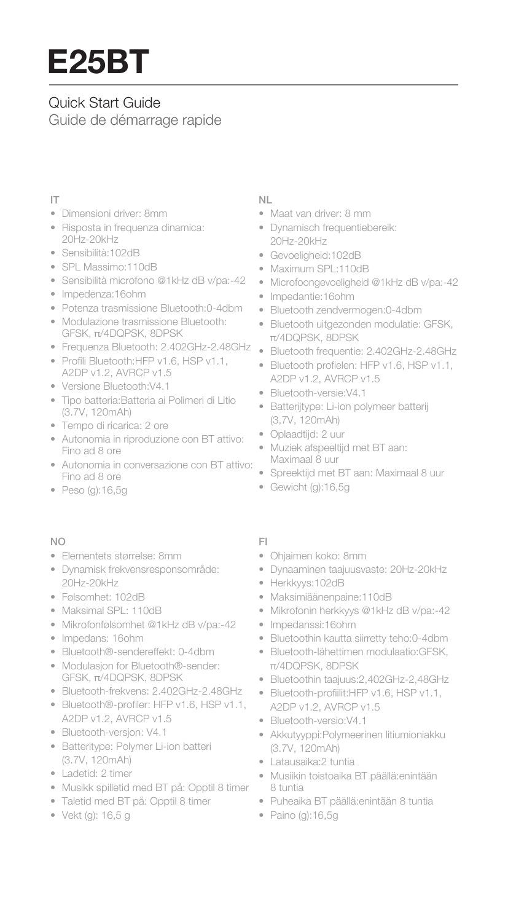# E25BT

Quick Start Guide

Guide de démarrage rapide

## IT

- Dimensioni driver: 8mm
- Risposta in frequenza dinamica: 20Hz-20kHz
- Sensibilità:102dB
- SPL Massimo:110dB
- Sensibilità microfono @1kHz dB v/pa:-42
- Impedenza:16ohm
- Potenza trasmissione Bluetooth:0-4dbm
- Modulazione trasmissione Bluetooth: GFSK, π/4DQPSK, 8DPSK
- Frequenza Bluetooth: 2.402GHz-2.48GHz
- Profili Bluetooth:HFP v1.6, HSP v1.1, A2DP v1.2, AVRCP v1.5
- Versione Bluetooth:V4.1
- Tipo batteria:Batteria ai Polimeri di Litio (3.7V, 120mAh)
- Tempo di ricarica: 2 ore
- Autonomia in riproduzione con BT attivo: Fino ad 8 ore
- Autonomia in conversazione con BT attivo: Fino ad 8 ore
- Peso (g):16,5g

## NL

- Maat van driver: 8 mm
- Dynamisch frequentiebereik: 20Hz-20kHz
- Gevoeligheid:102dB
- Maximum SPL:110dB
- Microfoongevoeligheid @1kHz dB v/pa:-42
- Impedantie:16ohm
- Bluetooth zendvermogen:0-4dbm
- Bluetooth uitgezonden modulatie: GFSK, π/4DQPSK, 8DPSK
- Bluetooth frequentie: 2.402GHz-2.48GHz
- Bluetooth profielen: HFP v1.6, HSP v1.1, A2DP v1.2, AVRCP v1.5
- Bluetooth-versie:V4.1
- Batterijtype: Li-ion polymeer batterij (3,7V, 120mAh)
- Oplaadtijd: 2 uur
- Muziek afspeeltijd met BT aan: Maximaal 8 uur
- Spreektijd met BT aan: Maximaal 8 uur
- Gewicht (g):16,5g

## NO

- Elementets størrelse: 8mm
- Dynamisk frekvensresponsområde: 20Hz-20kHz
- Følsomhet: 102dB
- Maksimal SPL: 110dB
- Mikrofonfølsomhet @1kHz dB v/pa:-42
- Impedans: 16ohm
- Bluetooth®-sendereffekt: 0-4dbm
- Modulasjon for Bluetooth®-sender: GFSK, π/4DQPSK, 8DPSK
- Bluetooth-frekvens: 2.402GHz-2.48GHz
- Bluetooth®-profiler: HFP v1.6, HSP v1.1, A2DP v1.2, AVRCP v1.5
- Bluetooth-versjon: V4.1
- Batteritype: Polymer Li-ion batteri (3.7V, 120mAh)
- Ladetid: 2 timer
- Musikk spilletid med BT på: Opptil 8 timer
- Taletid med BT på: Opptil 8 timer
- Vekt (g): 16,5 g

## FI

- Ohjaimen koko: 8mm
- Dynaaminen taajuusvaste: 20Hz-20kHz
- Herkkyys:102dB
- Maksimiäänenpaine:110dB
- Mikrofonin herkkyys @1kHz dB v/pa:-42
- Impedanssi:16ohm
- Bluetoothin kautta siirretty teho:0-4dbm
- Bluetooth-lähettimen modulaatio:GFSK, π/4DQPSK, 8DPSK
- Bluetoothin taajuus:2,402GHz-2,48GHz
- Bluetooth-profiilit:HFP v1.6, HSP v1.1, A2DP v1.2, AVRCP v1.5
- Bluetooth-versio:V4.1
- Akkutyyppi:Polymeerinen litiumioniakku (3.7V, 120mAh)
- Latausaika:2 tuntia
- Musiikin toistoaika BT päällä:enintään 8 tuntia
- Puheaika BT päällä:enintään 8 tuntia
- Paino (g):16,5g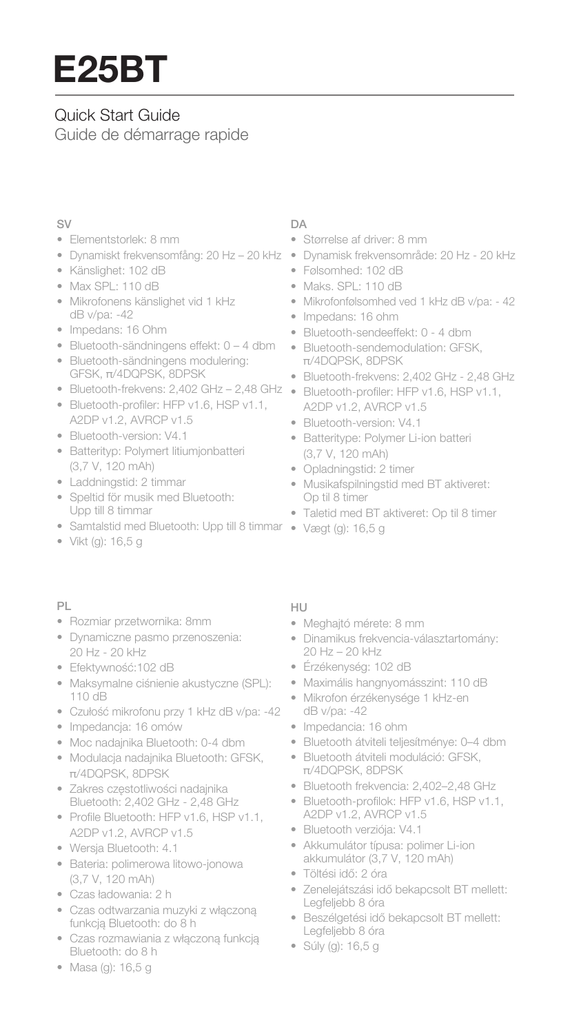# E25BT

## Quick Start Guide

Guide de démarrage rapide

### SV

- Elementstorlek: 8 mm
- Dynamiskt frekvensomfång: 20 Hz – 20 kHz
- Känslighet: 102 dB
- Max SPL: 110 dB
- Mikrofonens känslighet vid 1 kHz dB v/pa: -42
- Impedans: 16 Ohm
- Bluetooth-sändningens effekt: 0 – 4 dbm
- Bluetooth-sändningens modulering: GFSK, π/4DQPSK, 8DPSK
- Bluetooth-frekvens: 2,402 GHz – 2,48 GHz
- Bluetooth-profiler: HFP v1.6, HSP v1.1, A2DP v1.2, AVRCP v1.5
- Bluetooth-version: V4.1
- Batterityp: Polymert litiumjonbatteri (3,7 V, 120 mAh)
- Laddningstid: 2 timmar
- Speltid för musik med Bluetooth: Upp till 8 timmar
- Samtalstid med Bluetooth: Upp till 8 timmar
- Vikt (g): 16,5 g

### DA

- Størrelse af driver: 8 mm
- Dynamisk frekvensområde: 20 Hz - 20 kHz
- Følsomhed: 102 dB
- Maks. SPL: 110 dB
- Mikrofonfølsomhed ved 1 kHz dB v/pa: - 42
- Impedans: 16 ohm
- Bluetooth-sendeeffekt: 0 - 4 dbm
- Bluetooth-sendemodulation: GFSK, π/4DQPSK, 8DPSK
- Bluetooth-frekvens: 2,402 GHz - 2,48 GHz
- Bluetooth-profiler: HFP v1.6, HSP v1.1, A2DP v1.2, AVRCP v1.5
- Bluetooth-version: V4.1
- Batteritype: Polymer Li-ion batteri (3,7 V, 120 mAh)
- Opladningstid: 2 timer
- Musikafspilningstid med BT aktiveret: Op til 8 timer
- Taletid med BT aktiveret: Op til 8 timer
- Vægt (g): 16,5 g

### PL

- Rozmiar przetwornika: 8mm
- Dynamiczne pasmo przenoszenia: 20 Hz - 20 kHz
- Efektywność:102 dB
- Maksymalne ciśnienie akustyczne (SPL): 110 dB
- Czułość mikrofonu przy 1 kHz dB v/pa: -42
- Impedancja: 16 omów
- Moc nadajnika Bluetooth: 0-4 dbm
- Modulacja nadajnika Bluetooth: GFSK, π/4DQPSK, 8DPSK
- Zakres częstotliwości nadajnika Bluetooth: 2,402 GHz - 2,48 GHz
- Profile Bluetooth: HFP v1.6, HSP v1.1, A2DP v1.2, AVRCP v1.5
- Wersja Bluetooth: 4.1
- Bateria: polimerowa litowo-jonowa (3,7 V, 120 mAh)
- Czas ładowania: 2 h
- Czas odtwarzania muzyki z włączoną funkcją Bluetooth: do 8 h
- Czas rozmawiania z włączoną funkcją Bluetooth: do 8 h
- Masa (g): 16,5 g

### HU

- Meghajtó mérete: 8 mm
- Dinamikus frekvencia-választartomány: 20 Hz – 20 kHz
- Érzékenység: 102 dB
- Maximális hangnyomásszint: 110 dB
- Mikrofon érzékenysége 1 kHz-en dB v/pa: -42
- Impedancia: 16 ohm
- Bluetooth átviteli teljesítménye: 0–4 dbm
- Bluetooth átviteli moduláció: GFSK, π/4DQPSK, 8DPSK
- Bluetooth frekvencia: 2,402–2,48 GHz
- Bluetooth-profilok: HFP v1.6, HSP v1.1, A2DP v1.2, AVRCP v1.5
- Bluetooth verziója: V4.1
- Akkumulátor típusa: polimer Li-ion akkumulátor (3,7 V, 120 mAh)
- Töltési idő: 2 óra
- Zenelejátszási idő bekapcsolt BT mellett: Legfeljebb 8 óra
- Beszélgetési idő bekapcsolt BT mellett: Legfeljebb 8 óra
- Súly (g): 16,5 g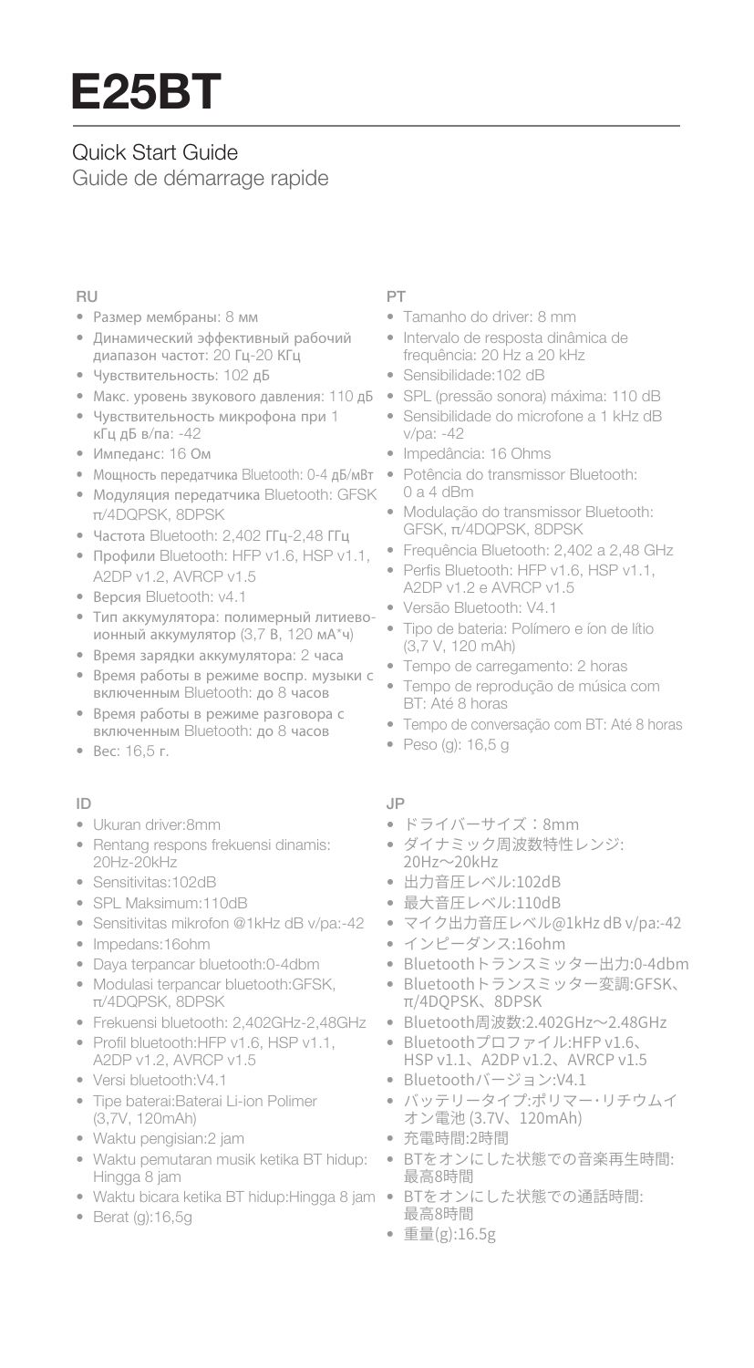# E25BT

Quick Start Guide

Guide de démarrage rapide

## RU

- Размер мембраны: 8 мм
- Динамический эффективный рабочий диапазон частот: 20 Гц-20 КГц
- Чувствительность: 102 дБ
- Макс. уровень звукового давления: 110 дБ
- Чувствительность микрофона при 1 кГц дБ в/па: -42
- Импеданс: 16 Ом
- Мощность передатчика Bluetooth: 0-4 дБ/мВт
- Модуляция передатчика Bluetooth: GFSK π/4DQPSK, 8DPSK
- Частота Bluetooth: 2,402 ГГц-2,48 ГГц
- Профили Bluetooth: HFP v1.6, HSP v1.1, A2DP v1.2, AVRCP v1.5
- Версия Bluetooth: v4.1
- Тип аккумулятора: полимерный литиево-ионный аккумулятор (3,7 В, 120 мА*ч)
- Время зарядки аккумулятора: 2 часа
- Время работы в режиме воспр. музыки с включенным Bluetooth: до 8 часов
- Время работы в режиме разговора с включенным Bluetooth: до 8 часов
- Вес: 16,5 г.

## PT

- Tamanho do driver: 8 mm
- Intervalo de resposta dinâmica de frequência: 20 Hz a 20 kHz
- Sensibilidade:102 dB
- SPL (pressão sonora) máxima: 110 dB
- Sensibilidade do microfone a 1 kHz dB v/pa: -42
- Impedância: 16 Ohms
- Potência do transmissor Bluetooth: 0 a 4 dBm
- Modulação do transmissor Bluetooth: GFSK, π/4DQPSK, 8DPSK
- Frequência Bluetooth: 2,402 a 2,48 GHz
- Perfis Bluetooth: HFP v1.6, HSP v1.1, A2DP v1.2 e AVRCP v1.5
- Versão Bluetooth: V4.1
- Tipo de bateria: Polímero e íon de lítio (3,7 V, 120 mAh)
- Tempo de carregamento: 2 horas
- Tempo de reprodução de música com BT: Até 8 horas
- Tempo de conversação com BT: Até 8 horas
- Peso (g): 16,5 g

## ID

- Ukuran driver:8mm
- Rentang respons frekuensi dinamis: 20Hz-20kHz
- Sensitivitas:102dB
- SPL Maksimum:110dB
- Sensitivitas mikrofon @1kHz dB v/pa:-42
- Impedans:16ohm
- Daya terpancar bluetooth:0-4dbm
- Modulasi terpancar bluetooth:GFSK, π/4DQPSK, 8DPSK
- Frekuensi bluetooth: 2,402GHz-2,48GHz
- Profil bluetooth:HFP v1.6, HSP v1.1, A2DP v1.2, AVRCP v1.5
- Versi bluetooth:V4.1
- Tipe baterai:Baterai Li-ion Polimer (3,7V, 120mAh)
- Waktu pengisian:2 jam
- Waktu pemutaran musik ketika BT hidup: Hingga 8 jam
- Waktu bicara ketika BT hidup:Hingga 8 jam
- Berat (g):16,5g

## JP

- ドライバーサイズ：8mm
- ダイナミック周波数特性レンジ: 20Hz～20kHz
- 出力音圧レベル:102dB
- 最大音圧レベル:110dB
- マイク出力音圧レベル@1kHz dB v/pa:-42
- インピーダンス:16ohm
- Bluetoothトランスミッター出力:0-4dbm
- Bluetoothトランスミッター変調:GFSK、π/4DQPSK、8DPSK
- Bluetooth周波数:2.402GHz～2.48GHz
- Bluetoothプロファイル:HFP v1.6、HSP v1.1、A2DP v1.2、AVRCP v1.5
- Bluetoothバージョン:V4.1
- バッテリータイプ:ポリマー・リチウムイオン電池 (3.7V、120mAh)
- 充電時間:2時間
- BTをオンにした状態での音楽再生時間: 最高8時間
- BTをオンにした状態での通話時間: 最高8時間
- 重量(g):16.5g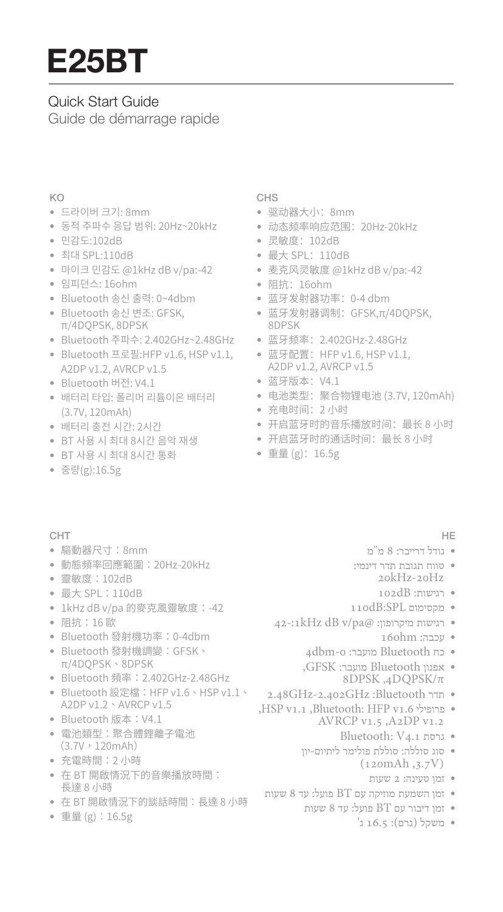# E25BT

Quick Start Guide
Guide de démarrage rapide

### KO

- 드라이버 크기: 8mm
- 동적 주파수 응답 범위: 20Hz~20kHz
- 민감도:102dB
- 최대 SPL:110dB
- 마이크 민감도 @1kHz dB v/pa:-42
- 임피던스: 16ohm
- Bluetooth 송신 출력: 0~4dbm
- Bluetooth 송신 변조: GFSK, π/4DQPSK, 8DPSK
- Bluetooth 주파수: 2.402GHz~2.48GHz
- Bluetooth 프로필:HFP v1.6, HSP v1.1, A2DP v1.2, AVRCP v1.5
- Bluetooth 버전: V4.1
- 배터리 타입: 폴리머 리튬이온 배터리 (3.7V, 120mAh)
- 배터리 충전 시간: 2시간
- BT 사용 시 최대 8시간 음악 재생
- BT 사용 시 최대 8시간 통화
- 중량(g):16.5g

### CHS

- 驱动器大小：8mm
- 动态频率响应范围：20Hz-20kHz
- 灵敏度：102dB
- 最大 SPL：110dB
- 麦克风灵敏度 @1kHz dB v/pa:-42
- 阻抗：16ohm
- 蓝牙发射器功率：0-4 dbm
- 蓝牙发射器调制：GFSK,π/4DQPSK, 8DPSK
- 蓝牙频率：2.402GHz-2.48GHz
- 蓝牙配置：HFP v1.6, HSP v1.1, A2DP v1.2, AVRCP v1.5
- 蓝牙版本：V4.1
- 电池类型：聚合物锂电池 (3.7V, 120mAh)
- 充电时间：2 小时
- 开启蓝牙时的音乐播放时间：最长 8 小时
- 开启蓝牙时的通话时间：最长 8 小时
- 重量 (g)：16.5g

### CHT

- 驅動器尺寸：8mm
- 動態頻率回應範圍：20Hz-20kHz
- 靈敏度：102dB
- 最大 SPL：110dB
- 1kHz dB v/pa 的麥克風靈敏度：-42
- 阻抗：16 歐
- Bluetooth 發射機功率：0-4dbm
- Bluetooth 發射機調變：GFSK、π/4DQPSK、8DPSK
- Bluetooth 頻率：2.402GHz-2.48GHz
- Bluetooth 設定檔：HFP v1.6、HSP v1.1、A2DP v1.2、AVRCP v1.5
- Bluetooth 版本：V4.1
- 電池類型：聚合體鋰離子電池 (3.7V，120mAh)
- 充電時間：2 小時
- 在 BT 開啟情況下的音樂播放時間：長達 8 小時
- 在 BT 開啟情況下的談話時間：長達 8 小時
- 重量 (g)：16.5g

### HE

- גודל דרייבר: 8 מ"מ
- טווח תגובת תדר דינמי: 20kHz-20Hz
- רגישות: 102dB
- מקסימום 110dB:SPL
- רגישות מיקרופון: @1kHz dB v/pa:-42
- עכבה: 16ohm
- כח Bluetooth מועבר: 0-4dbm
- אפנון Bluetooth מועבר: GFSK, π/4DQPSK, 8DPSK
- תדר Bluetooth: 2.402GHz-2.48GHz
- פרופילי Bluetooth: HFP v1.6, HSP v1.1, A2DP v1.2, AVRCP v1.5
- גרסת Bluetooth: V4.1
- סוג סוללה: סוללת פולימר ליתיום-יון (3.7V, 120mAh)
- זמן טעינה: 2 שעות
- זמן השמעת מוזיקה עם BT פועל: עד 8 שעות
- זמן דיבור עם BT פועל: עד 8 שעות
- משקל (גרם): 16.5 ג'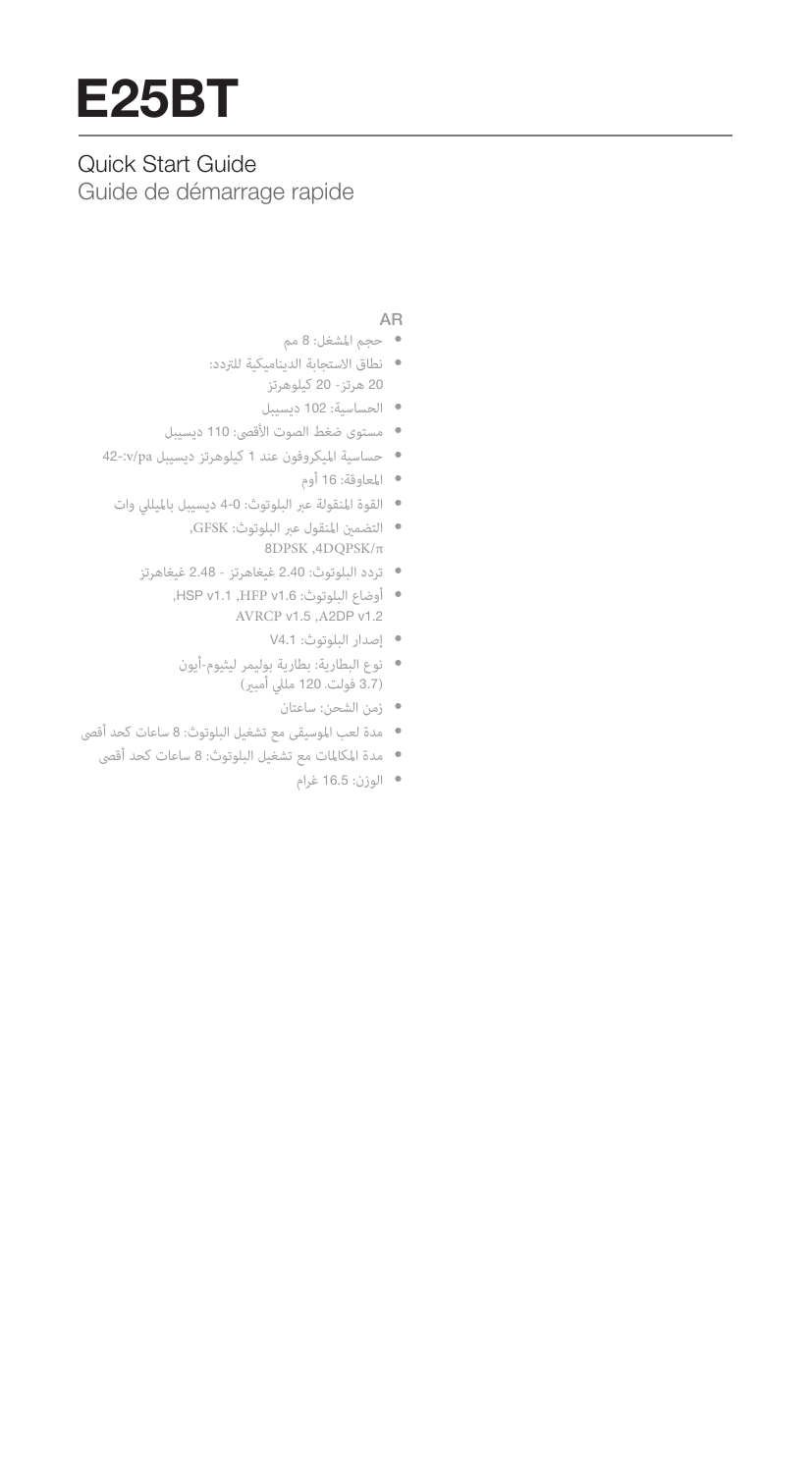# E25BT

Quick Start Guide
Guide de démarrage rapide

AR

- حجم المشغل: 8 مم
- نطاق الاستجابة الديناميكية للتردد: 20 هرتز- 20 كيلوهرتز
- الحساسية: 102 ديسيبل
- مستوى ضغط الصوت الأقصى: 110 ديسيبل
- حساسية الميكروفون عند 1 كيلوهرتز ديسيبل v/pa:-42
- المعاوقة: 16 أوم
- القوة المنقولة عبر البلوتوث: 0-4 ديسيبل بالميلي وات
- التضمين المنقول عبر البلوتوث: GFSK, π/4DQPSK, 8DPSK
- تردد البلوتوث: 2.40 غيغاهرتز - 2.48 غيغاهرتز
- أوضاع البلوتوث: HFP v1.6, HSP v1.1, A2DP v1.2, AVRCP v1.5
- إصدار البلوتوث: V4.1
- نوع البطارية: بطارية بوليمر ليثيوم-أيون (3.7 فولت، 120 مللي أمبير)
- زمن الشحن: ساعتان
- مدة لعب الموسيقى مع تشغيل البلوتوث: 8 ساعات كحد أقصى
- مدة المكالمات مع تشغيل البلوتوث: 8 ساعات كحد أقصى
- الوزن: 16.5 غرام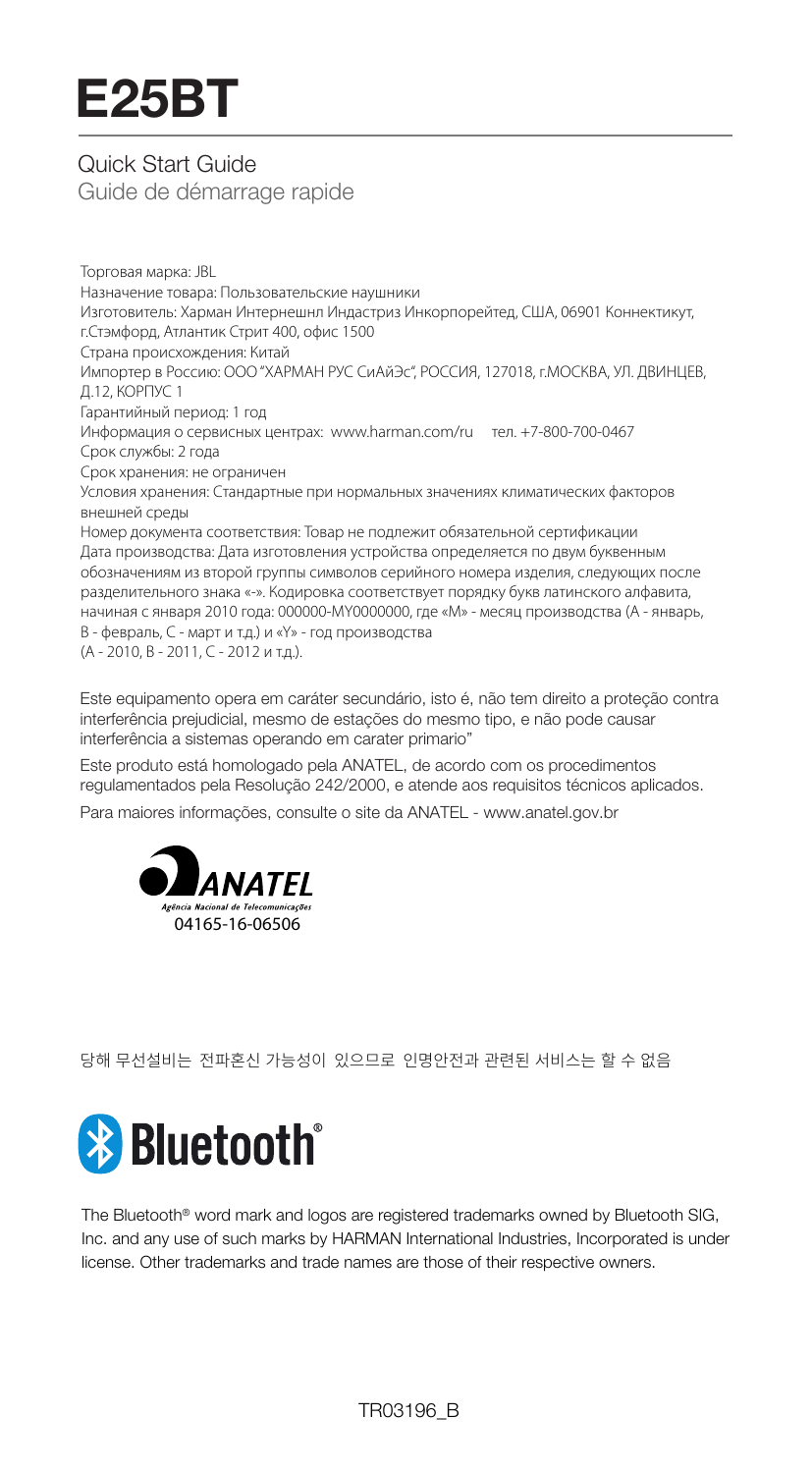# E25BT

Quick Start Guide

Guide de démarrage rapide

Торговая марка: JBL
Назначение товара: Пользовательские наушники
Изготовитель: Харман Интернешнл Индастриз Инкорпорейтед, США, 06901 Коннектикут, г.Стэмфорд, Атлантик Стрит 400, офис 1500
Страна происхождения: Китай
Импортер в Россию: ООО "ХАРМАН РУС СиАйЭс", РОССИЯ, 127018, г.МОСКВА, УЛ. ДВИНЦЕВ, Д.12, КОРПУС 1
Гарантийный период: 1 год
Информация о сервисных центрах: www.harman.com/ru тел. +7-800-700-0467
Срок службы: 2 года
Срок хранения: не ограничен
Условия хранения: Стандартные при нормальных значениях климатических факторов внешней среды
Номер документа соответствия: Товар не подлежит обязательной сертификации
Дата производства: Дата изготовления устройства определяется по двум буквенным обозначениям из второй группы символов серийного номера изделия, следующих после разделительного знака «-». Кодировка соответствует порядку букв латинского алфавита, начиная с января 2010 года: 000000-MY0000000, где «M» - месяц производства (А - январь, B - февраль, C - март и т.д.) и «Y» - год производства
(A - 2010, B - 2011, C - 2012 и т.д.).

Este equipamento opera em caráter secundário, isto é, não tem direito a proteção contra interferência prejudicial, mesmo de estações do mesmo tipo, e não pode causar interferência a sistemas operando em carater primario"

Este produto está homologado pela ANATEL, de acordo com os procedimentos regulamentados pela Resolução 242/2000, e atende aos requisitos técnicos aplicados.

Para maiores informações, consulte o site da ANATEL - www.anatel.gov.br

ANATEL
Agência Nacional de Telecomunicações
04165-16-06506

당해 무선설비는 전파혼신 가능성이 있으므로 인명안전과 관련된 서비스는 할 수 없음

Bluetooth®

The Bluetooth® word mark and logos are registered trademarks owned by Bluetooth SIG, Inc. and any use of such marks by HARMAN International Industries, Incorporated is under license. Other trademarks and trade names are those of their respective owners.

TR03196_B